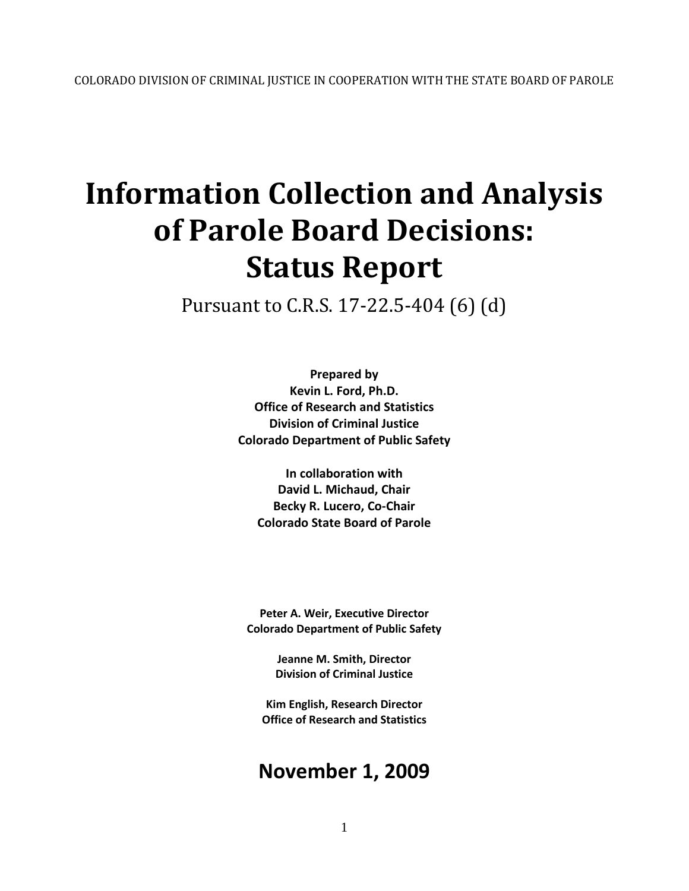COLORADO DIVISION OF CRIMINAL JUSTICE IN COOPERATION WITH THE STATE BOARD OF PAROLE

# Information Collection and Analysis of Parole Board Decisions: Status Report

Pursuant to C.R.S. 17-22.5-404 (6) (d)

**Prepared by**
**Kevin L. Ford, Ph.D.**
**Office of Research and Statistics**
**Division of Criminal Justice**
**Colorado Department of Public Safety**

**In collaboration with**
**David L. Michaud, Chair**
**Becky R. Lucero, Co-Chair**
**Colorado State Board of Parole**

**Peter A. Weir, Executive Director**
**Colorado Department of Public Safety**

**Jeanne M. Smith, Director**
**Division of Criminal Justice**

**Kim English, Research Director**
**Office of Research and Statistics**

## November 1, 2009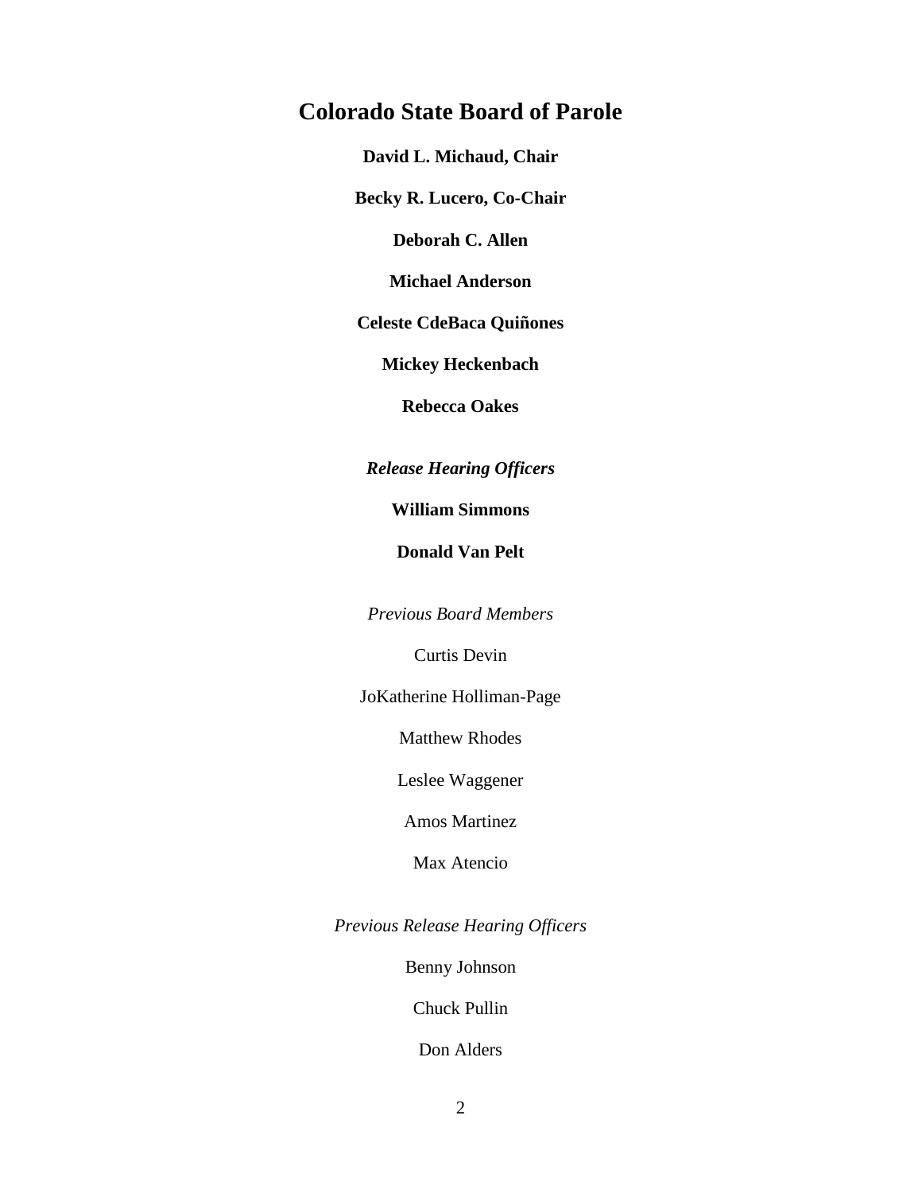# Colorado State Board of Parole

**David L. Michaud, Chair**

**Becky R. Lucero, Co-Chair**

**Deborah C. Allen**

**Michael Anderson**

**Celeste CdeBaca Quiñones**

**Mickey Heckenbach**

**Rebecca Oakes**

***Release Hearing Officers***

**William Simmons**

**Donald Van Pelt**

*Previous Board Members*

Curtis Devin

JoKatherine Holliman-Page

Matthew Rhodes

Leslee Waggener

Amos Martinez

Max Atencio

*Previous Release Hearing Officers*

Benny Johnson

Chuck Pullin

Don Alders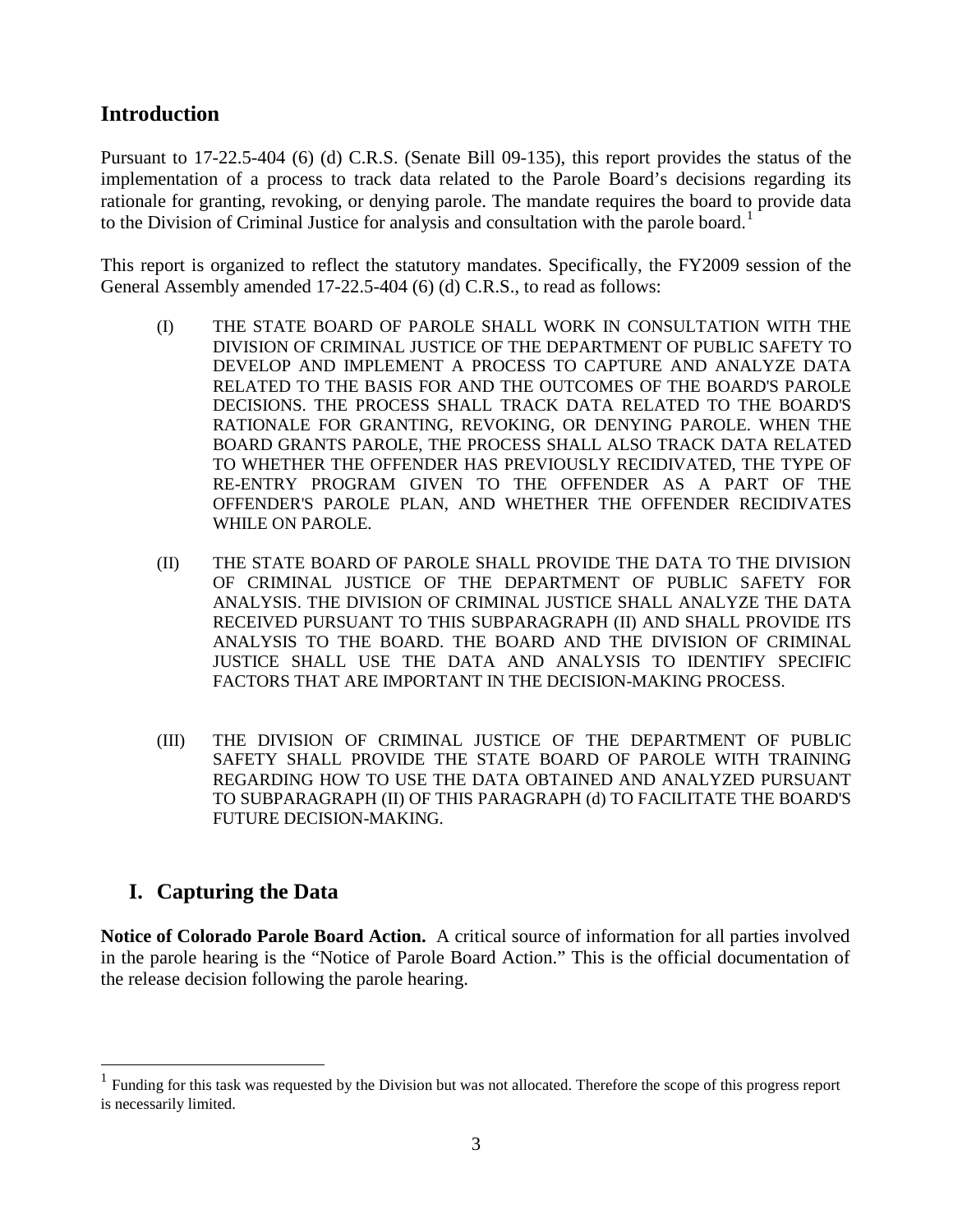## Introduction

Pursuant to 17-22.5-404 (6) (d) C.R.S. (Senate Bill 09-135), this report provides the status of the implementation of a process to track data related to the Parole Board's decisions regarding its rationale for granting, revoking, or denying parole. The mandate requires the board to provide data to the Division of Criminal Justice for analysis and consultation with the parole board.[1]

This report is organized to reflect the statutory mandates. Specifically, the FY2009 session of the General Assembly amended 17-22.5-404 (6) (d) C.R.S., to read as follows:

(I) THE STATE BOARD OF PAROLE SHALL WORK IN CONSULTATION WITH THE DIVISION OF CRIMINAL JUSTICE OF THE DEPARTMENT OF PUBLIC SAFETY TO DEVELOP AND IMPLEMENT A PROCESS TO CAPTURE AND ANALYZE DATA RELATED TO THE BASIS FOR AND THE OUTCOMES OF THE BOARD'S PAROLE DECISIONS. THE PROCESS SHALL TRACK DATA RELATED TO THE BOARD'S RATIONALE FOR GRANTING, REVOKING, OR DENYING PAROLE. WHEN THE BOARD GRANTS PAROLE, THE PROCESS SHALL ALSO TRACK DATA RELATED TO WHETHER THE OFFENDER HAS PREVIOUSLY RECIDIVATED, THE TYPE OF RE-ENTRY PROGRAM GIVEN TO THE OFFENDER AS A PART OF THE OFFENDER'S PAROLE PLAN, AND WHETHER THE OFFENDER RECIDIVATES WHILE ON PAROLE.

(II) THE STATE BOARD OF PAROLE SHALL PROVIDE THE DATA TO THE DIVISION OF CRIMINAL JUSTICE OF THE DEPARTMENT OF PUBLIC SAFETY FOR ANALYSIS. THE DIVISION OF CRIMINAL JUSTICE SHALL ANALYZE THE DATA RECEIVED PURSUANT TO THIS SUBPARAGRAPH (II) AND SHALL PROVIDE ITS ANALYSIS TO THE BOARD. THE BOARD AND THE DIVISION OF CRIMINAL JUSTICE SHALL USE THE DATA AND ANALYSIS TO IDENTIFY SPECIFIC FACTORS THAT ARE IMPORTANT IN THE DECISION-MAKING PROCESS.

(III) THE DIVISION OF CRIMINAL JUSTICE OF THE DEPARTMENT OF PUBLIC SAFETY SHALL PROVIDE THE STATE BOARD OF PAROLE WITH TRAINING REGARDING HOW TO USE THE DATA OBTAINED AND ANALYZED PURSUANT TO SUBPARAGRAPH (II) OF THIS PARAGRAPH (d) TO FACILITATE THE BOARD'S FUTURE DECISION-MAKING.

## I. Capturing the Data

**Notice of Colorado Parole Board Action.** A critical source of information for all parties involved in the parole hearing is the "Notice of Parole Board Action." This is the official documentation of the release decision following the parole hearing.

[1] Funding for this task was requested by the Division but was not allocated. Therefore the scope of this progress report is necessarily limited.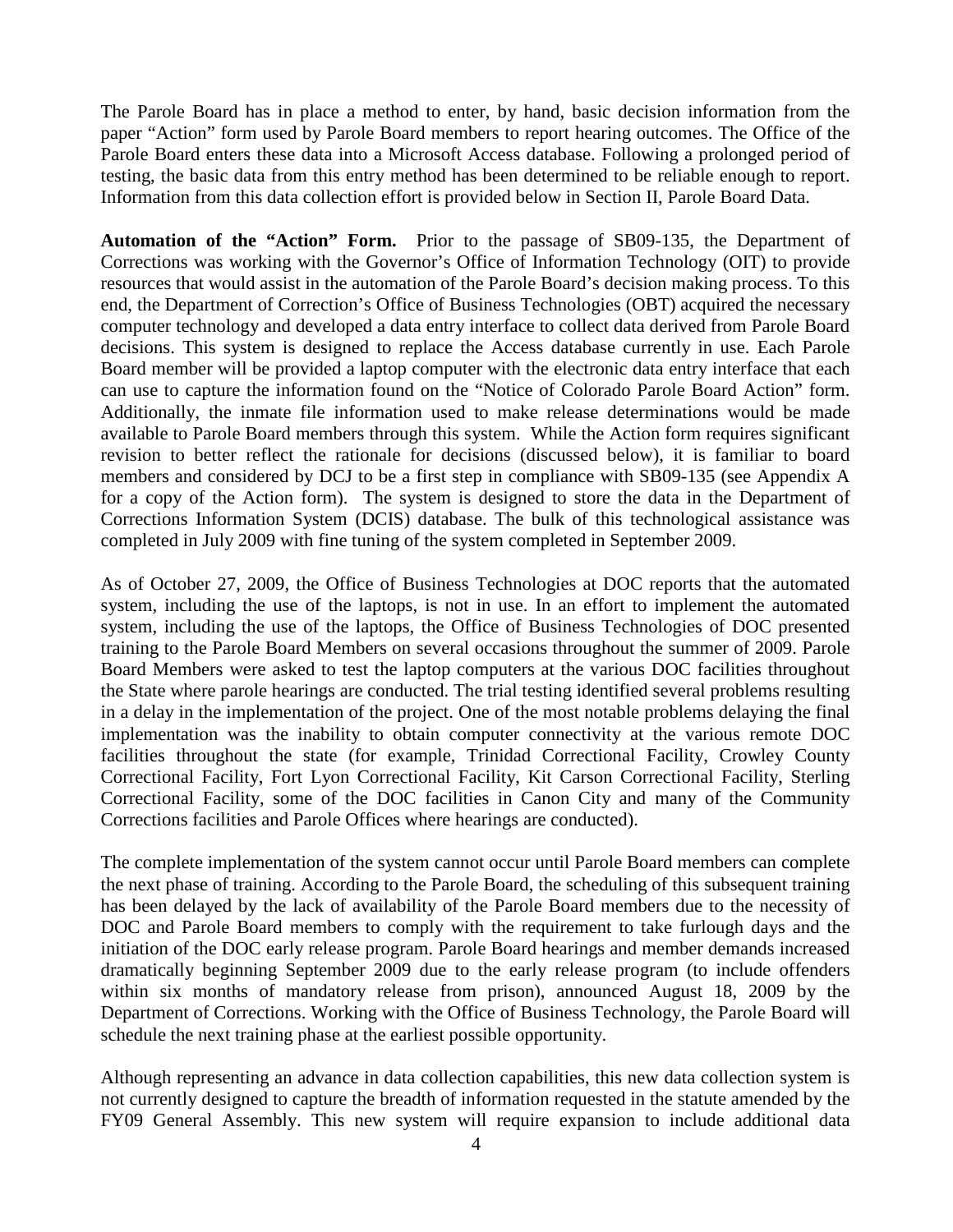The Parole Board has in place a method to enter, by hand, basic decision information from the paper "Action" form used by Parole Board members to report hearing outcomes. The Office of the Parole Board enters these data into a Microsoft Access database. Following a prolonged period of testing, the basic data from this entry method has been determined to be reliable enough to report. Information from this data collection effort is provided below in Section II, Parole Board Data.

**Automation of the "Action" Form.** Prior to the passage of SB09-135, the Department of Corrections was working with the Governor's Office of Information Technology (OIT) to provide resources that would assist in the automation of the Parole Board's decision making process. To this end, the Department of Correction's Office of Business Technologies (OBT) acquired the necessary computer technology and developed a data entry interface to collect data derived from Parole Board decisions. This system is designed to replace the Access database currently in use. Each Parole Board member will be provided a laptop computer with the electronic data entry interface that each can use to capture the information found on the "Notice of Colorado Parole Board Action" form. Additionally, the inmate file information used to make release determinations would be made available to Parole Board members through this system. While the Action form requires significant revision to better reflect the rationale for decisions (discussed below), it is familiar to board members and considered by DCJ to be a first step in compliance with SB09-135 (see Appendix A for a copy of the Action form). The system is designed to store the data in the Department of Corrections Information System (DCIS) database. The bulk of this technological assistance was completed in July 2009 with fine tuning of the system completed in September 2009.

As of October 27, 2009, the Office of Business Technologies at DOC reports that the automated system, including the use of the laptops, is not in use. In an effort to implement the automated system, including the use of the laptops, the Office of Business Technologies of DOC presented training to the Parole Board Members on several occasions throughout the summer of 2009. Parole Board Members were asked to test the laptop computers at the various DOC facilities throughout the State where parole hearings are conducted. The trial testing identified several problems resulting in a delay in the implementation of the project. One of the most notable problems delaying the final implementation was the inability to obtain computer connectivity at the various remote DOC facilities throughout the state (for example, Trinidad Correctional Facility, Crowley County Correctional Facility, Fort Lyon Correctional Facility, Kit Carson Correctional Facility, Sterling Correctional Facility, some of the DOC facilities in Canon City and many of the Community Corrections facilities and Parole Offices where hearings are conducted).

The complete implementation of the system cannot occur until Parole Board members can complete the next phase of training. According to the Parole Board, the scheduling of this subsequent training has been delayed by the lack of availability of the Parole Board members due to the necessity of DOC and Parole Board members to comply with the requirement to take furlough days and the initiation of the DOC early release program. Parole Board hearings and member demands increased dramatically beginning September 2009 due to the early release program (to include offenders within six months of mandatory release from prison), announced August 18, 2009 by the Department of Corrections. Working with the Office of Business Technology, the Parole Board will schedule the next training phase at the earliest possible opportunity.

Although representing an advance in data collection capabilities, this new data collection system is not currently designed to capture the breadth of information requested in the statute amended by the FY09 General Assembly. This new system will require expansion to include additional data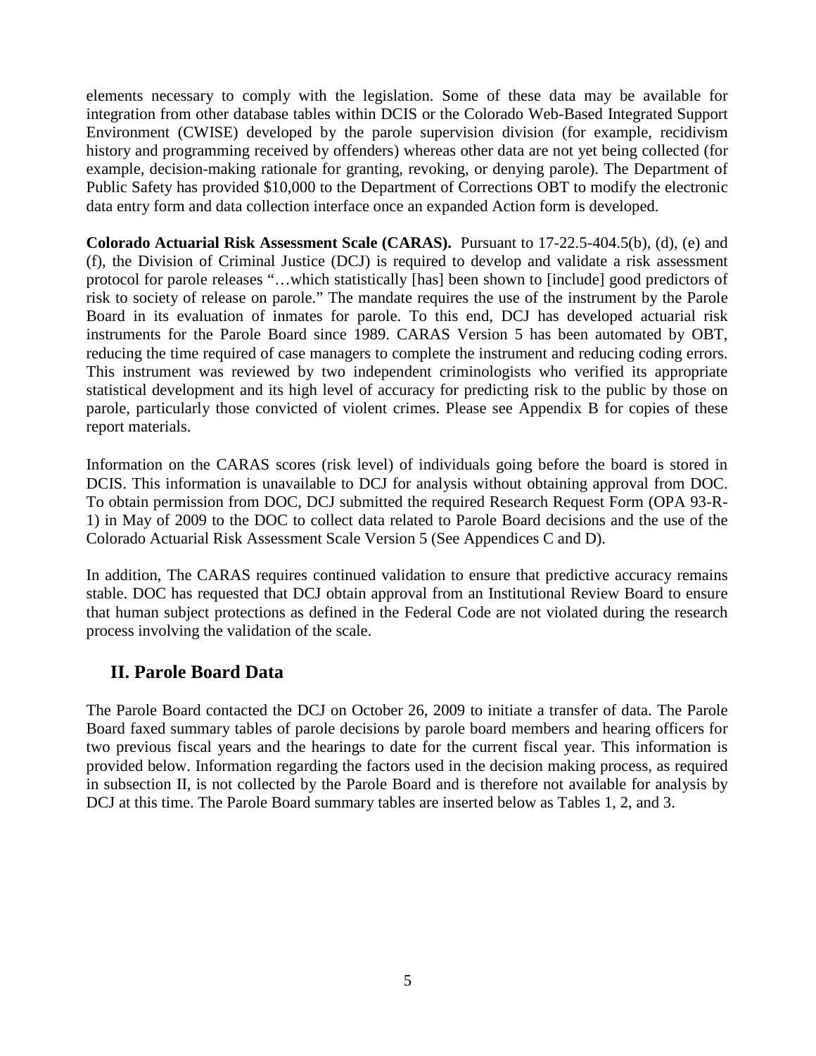elements necessary to comply with the legislation. Some of these data may be available for integration from other database tables within DCIS or the Colorado Web-Based Integrated Support Environment (CWISE) developed by the parole supervision division (for example, recidivism history and programming received by offenders) whereas other data are not yet being collected (for example, decision-making rationale for granting, revoking, or denying parole). The Department of Public Safety has provided $10,000 to the Department of Corrections OBT to modify the electronic data entry form and data collection interface once an expanded Action form is developed.

**Colorado Actuarial Risk Assessment Scale (CARAS).** Pursuant to 17-22.5-404.5(b), (d), (e) and (f), the Division of Criminal Justice (DCJ) is required to develop and validate a risk assessment protocol for parole releases "…which statistically [has] been shown to [include] good predictors of risk to society of release on parole." The mandate requires the use of the instrument by the Parole Board in its evaluation of inmates for parole. To this end, DCJ has developed actuarial risk instruments for the Parole Board since 1989. CARAS Version 5 has been automated by OBT, reducing the time required of case managers to complete the instrument and reducing coding errors. This instrument was reviewed by two independent criminologists who verified its appropriate statistical development and its high level of accuracy for predicting risk to the public by those on parole, particularly those convicted of violent crimes. Please see Appendix B for copies of these report materials.

Information on the CARAS scores (risk level) of individuals going before the board is stored in DCIS. This information is unavailable to DCJ for analysis without obtaining approval from DOC. To obtain permission from DOC, DCJ submitted the required Research Request Form (OPA 93-R-1) in May of 2009 to the DOC to collect data related to Parole Board decisions and the use of the Colorado Actuarial Risk Assessment Scale Version 5 (See Appendices C and D).

In addition, The CARAS requires continued validation to ensure that predictive accuracy remains stable. DOC has requested that DCJ obtain approval from an Institutional Review Board to ensure that human subject protections as defined in the Federal Code are not violated during the research process involving the validation of the scale.

## II. Parole Board Data

The Parole Board contacted the DCJ on October 26, 2009 to initiate a transfer of data. The Parole Board faxed summary tables of parole decisions by parole board members and hearing officers for two previous fiscal years and the hearings to date for the current fiscal year. This information is provided below. Information regarding the factors used in the decision making process, as required in subsection II, is not collected by the Parole Board and is therefore not available for analysis by DCJ at this time. The Parole Board summary tables are inserted below as Tables 1, 2, and 3.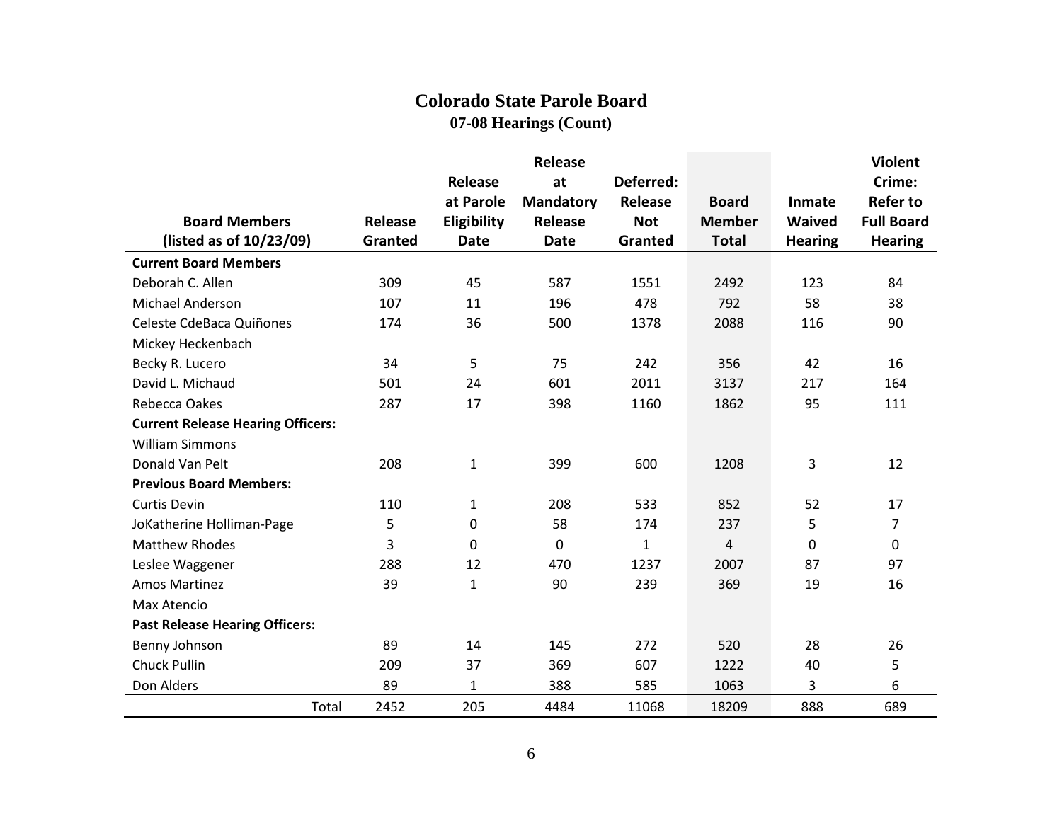# Colorado State Parole Board

## 07-08 Hearings (Count)

| Board Members (listed as of 10/23/09) | Release Granted | Release at Parole Eligibility Date | Release at Mandatory Release Date | Deferred: Release Not Granted | Board Member Total | Inmate Waived Hearing | Violent Crime: Refer to Full Board Hearing |
|---|---|---|---|---|---|---|---|
| **Current Board Members** | | | | | | | |
| Deborah C. Allen | 309 | 45 | 587 | 1551 | 2492 | 123 | 84 |
| Michael Anderson | 107 | 11 | 196 | 478 | 792 | 58 | 38 |
| Celeste CdeBaca Quiñones | 174 | 36 | 500 | 1378 | 2088 | 116 | 90 |
| Mickey Heckenbach | | | | | | | |
| Becky R. Lucero | 34 | 5 | 75 | 242 | 356 | 42 | 16 |
| David L. Michaud | 501 | 24 | 601 | 2011 | 3137 | 217 | 164 |
| Rebecca Oakes | 287 | 17 | 398 | 1160 | 1862 | 95 | 111 |
| **Current Release Hearing Officers:** | | | | | | | |
| William Simmons | | | | | | | |
| Donald Van Pelt | 208 | 1 | 399 | 600 | 1208 | 3 | 12 |
| **Previous Board Members:** | | | | | | | |
| Curtis Devin | 110 | 1 | 208 | 533 | 852 | 52 | 17 |
| JoKatherine Holliman-Page | 5 | 0 | 58 | 174 | 237 | 5 | 7 |
| Matthew Rhodes | 3 | 0 | 0 | 1 | 4 | 0 | 0 |
| Leslee Waggener | 288 | 12 | 470 | 1237 | 2007 | 87 | 97 |
| Amos Martinez | 39 | 1 | 90 | 239 | 369 | 19 | 16 |
| Max Atencio | | | | | | | |
| **Past Release Hearing Officers:** | | | | | | | |
| Benny Johnson | 89 | 14 | 145 | 272 | 520 | 28 | 26 |
| Chuck Pullin | 209 | 37 | 369 | 607 | 1222 | 40 | 5 |
| Don Alders | 89 | 1 | 388 | 585 | 1063 | 3 | 6 |
| Total | 2452 | 205 | 4484 | 11068 | 18209 | 888 | 689 |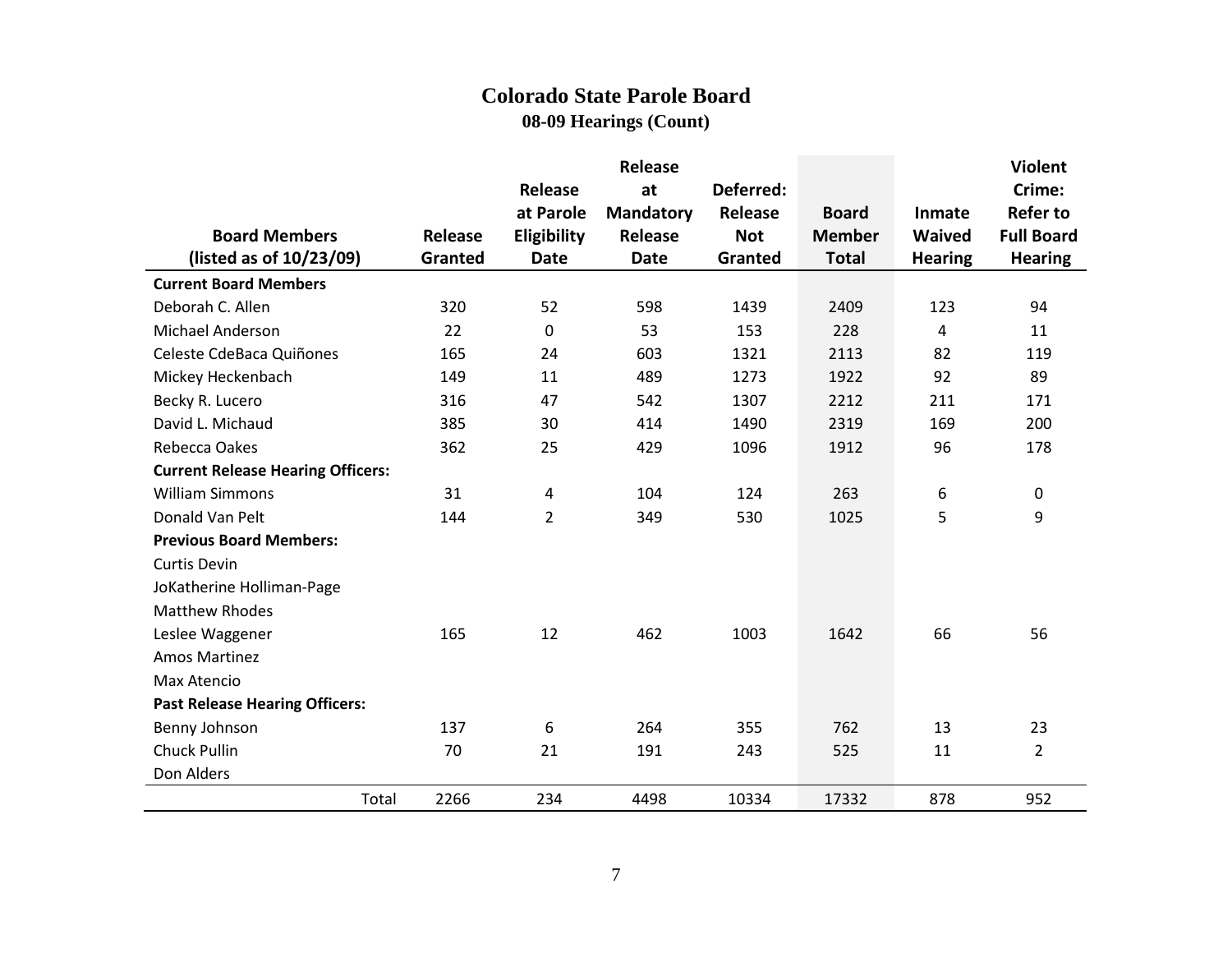# Colorado State Parole Board

## 08-09 Hearings (Count)

| Board Members (listed as of 10/23/09) | Release Granted | Release at Parole Eligibility Date | Release at Mandatory Release Date | Deferred: Release Not Granted | Board Member Total | Inmate Waived Hearing | Violent Crime: Refer to Full Board Hearing |
|---|---|---|---|---|---|---|---|
| **Current Board Members** | | | | | | | |
| Deborah C. Allen | 320 | 52 | 598 | 1439 | 2409 | 123 | 94 |
| Michael Anderson | 22 | 0 | 53 | 153 | 228 | 4 | 11 |
| Celeste CdeBaca Quiñones | 165 | 24 | 603 | 1321 | 2113 | 82 | 119 |
| Mickey Heckenbach | 149 | 11 | 489 | 1273 | 1922 | 92 | 89 |
| Becky R. Lucero | 316 | 47 | 542 | 1307 | 2212 | 211 | 171 |
| David L. Michaud | 385 | 30 | 414 | 1490 | 2319 | 169 | 200 |
| Rebecca Oakes | 362 | 25 | 429 | 1096 | 1912 | 96 | 178 |
| **Current Release Hearing Officers:** | | | | | | | |
| William Simmons | 31 | 4 | 104 | 124 | 263 | 6 | 0 |
| Donald Van Pelt | 144 | 2 | 349 | 530 | 1025 | 5 | 9 |
| **Previous Board Members:** | | | | | | | |
| Curtis Devin | | | | | | | |
| JoKatherine Holliman-Page | | | | | | | |
| Matthew Rhodes | | | | | | | |
| Leslee Waggener | 165 | 12 | 462 | 1003 | 1642 | 66 | 56 |
| Amos Martinez | | | | | | | |
| Max Atencio | | | | | | | |
| **Past Release Hearing Officers:** | | | | | | | |
| Benny Johnson | 137 | 6 | 264 | 355 | 762 | 13 | 23 |
| Chuck Pullin | 70 | 21 | 191 | 243 | 525 | 11 | 2 |
| Don Alders | | | | | | | |
| Total | 2266 | 234 | 4498 | 10334 | 17332 | 878 | 952 |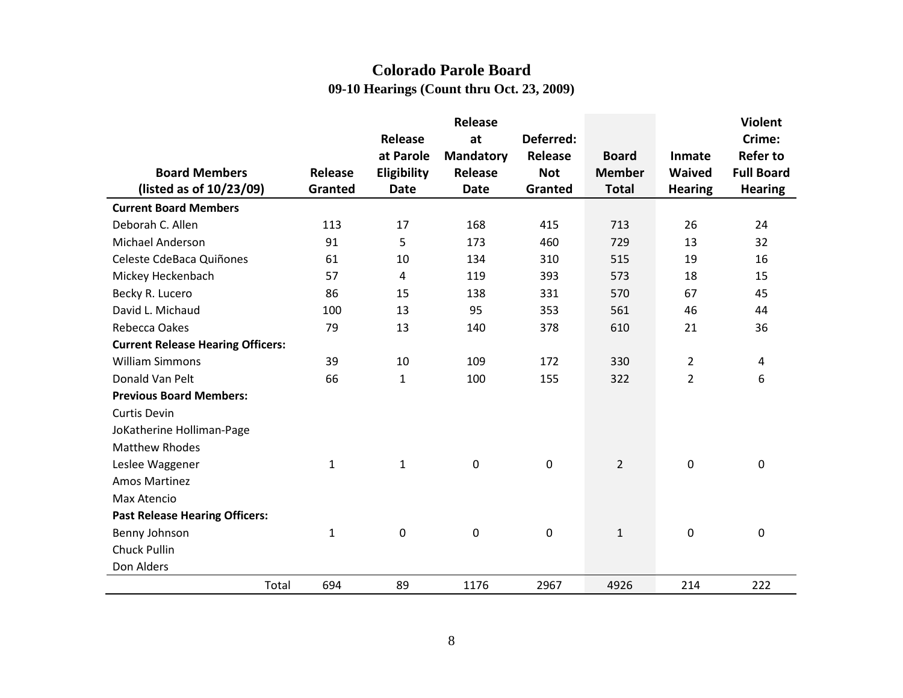# Colorado Parole Board

## 09-10 Hearings (Count thru Oct. 23, 2009)

| Board Members (listed as of 10/23/09) | Release Granted | Release at Parole Eligibility Date | Release at Mandatory Release Date | Deferred: Release Not Granted | Board Member Total | Inmate Waived Hearing | Violent Crime: Refer to Full Board Hearing |
|---|---|---|---|---|---|---|---|
| **Current Board Members** | | | | | | | |
| Deborah C. Allen | 113 | 17 | 168 | 415 | 713 | 26 | 24 |
| Michael Anderson | 91 | 5 | 173 | 460 | 729 | 13 | 32 |
| Celeste CdeBaca Quiñones | 61 | 10 | 134 | 310 | 515 | 19 | 16 |
| Mickey Heckenbach | 57 | 4 | 119 | 393 | 573 | 18 | 15 |
| Becky R. Lucero | 86 | 15 | 138 | 331 | 570 | 67 | 45 |
| David L. Michaud | 100 | 13 | 95 | 353 | 561 | 46 | 44 |
| Rebecca Oakes | 79 | 13 | 140 | 378 | 610 | 21 | 36 |
| **Current Release Hearing Officers:** | | | | | | | |
| William Simmons | 39 | 10 | 109 | 172 | 330 | 2 | 4 |
| Donald Van Pelt | 66 | 1 | 100 | 155 | 322 | 2 | 6 |
| **Previous Board Members:** | | | | | | | |
| Curtis Devin | | | | | | | |
| JoKatherine Holliman-Page | | | | | | | |
| Matthew Rhodes | | | | | | | |
| Leslee Waggener | 1 | 1 | 0 | 0 | 2 | 0 | 0 |
| Amos Martinez | | | | | | | |
| Max Atencio | | | | | | | |
| **Past Release Hearing Officers:** | | | | | | | |
| Benny Johnson | 1 | 0 | 0 | 0 | 1 | 0 | 0 |
| Chuck Pullin | | | | | | | |
| Don Alders | | | | | | | |
| Total | 694 | 89 | 1176 | 2967 | 4926 | 214 | 222 |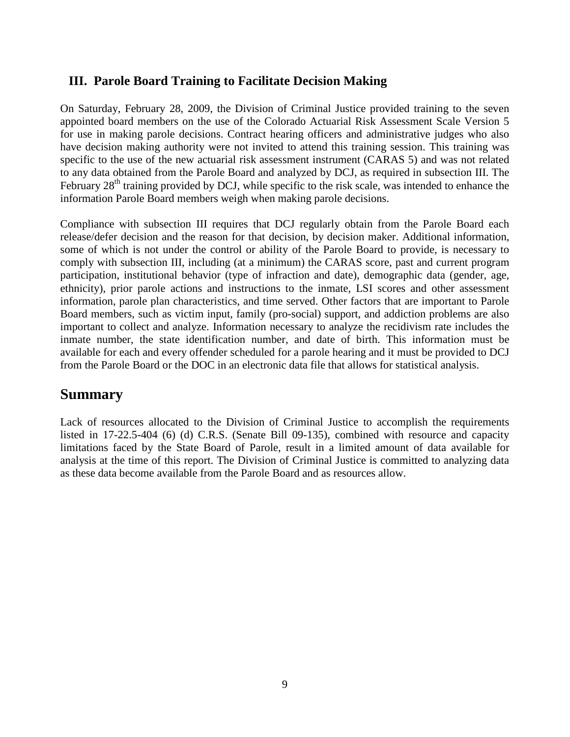## III. Parole Board Training to Facilitate Decision Making

On Saturday, February 28, 2009, the Division of Criminal Justice provided training to the seven appointed board members on the use of the Colorado Actuarial Risk Assessment Scale Version 5 for use in making parole decisions. Contract hearing officers and administrative judges who also have decision making authority were not invited to attend this training session. This training was specific to the use of the new actuarial risk assessment instrument (CARAS 5) and was not related to any data obtained from the Parole Board and analyzed by DCJ, as required in subsection III. The February 28th training provided by DCJ, while specific to the risk scale, was intended to enhance the information Parole Board members weigh when making parole decisions.

Compliance with subsection III requires that DCJ regularly obtain from the Parole Board each release/defer decision and the reason for that decision, by decision maker. Additional information, some of which is not under the control or ability of the Parole Board to provide, is necessary to comply with subsection III, including (at a minimum) the CARAS score, past and current program participation, institutional behavior (type of infraction and date), demographic data (gender, age, ethnicity), prior parole actions and instructions to the inmate, LSI scores and other assessment information, parole plan characteristics, and time served. Other factors that are important to Parole Board members, such as victim input, family (pro-social) support, and addiction problems are also important to collect and analyze. Information necessary to analyze the recidivism rate includes the inmate number, the state identification number, and date of birth. This information must be available for each and every offender scheduled for a parole hearing and it must be provided to DCJ from the Parole Board or the DOC in an electronic data file that allows for statistical analysis.

# Summary

Lack of resources allocated to the Division of Criminal Justice to accomplish the requirements listed in 17-22.5-404 (6) (d) C.R.S. (Senate Bill 09-135), combined with resource and capacity limitations faced by the State Board of Parole, result in a limited amount of data available for analysis at the time of this report. The Division of Criminal Justice is committed to analyzing data as these data become available from the Parole Board and as resources allow.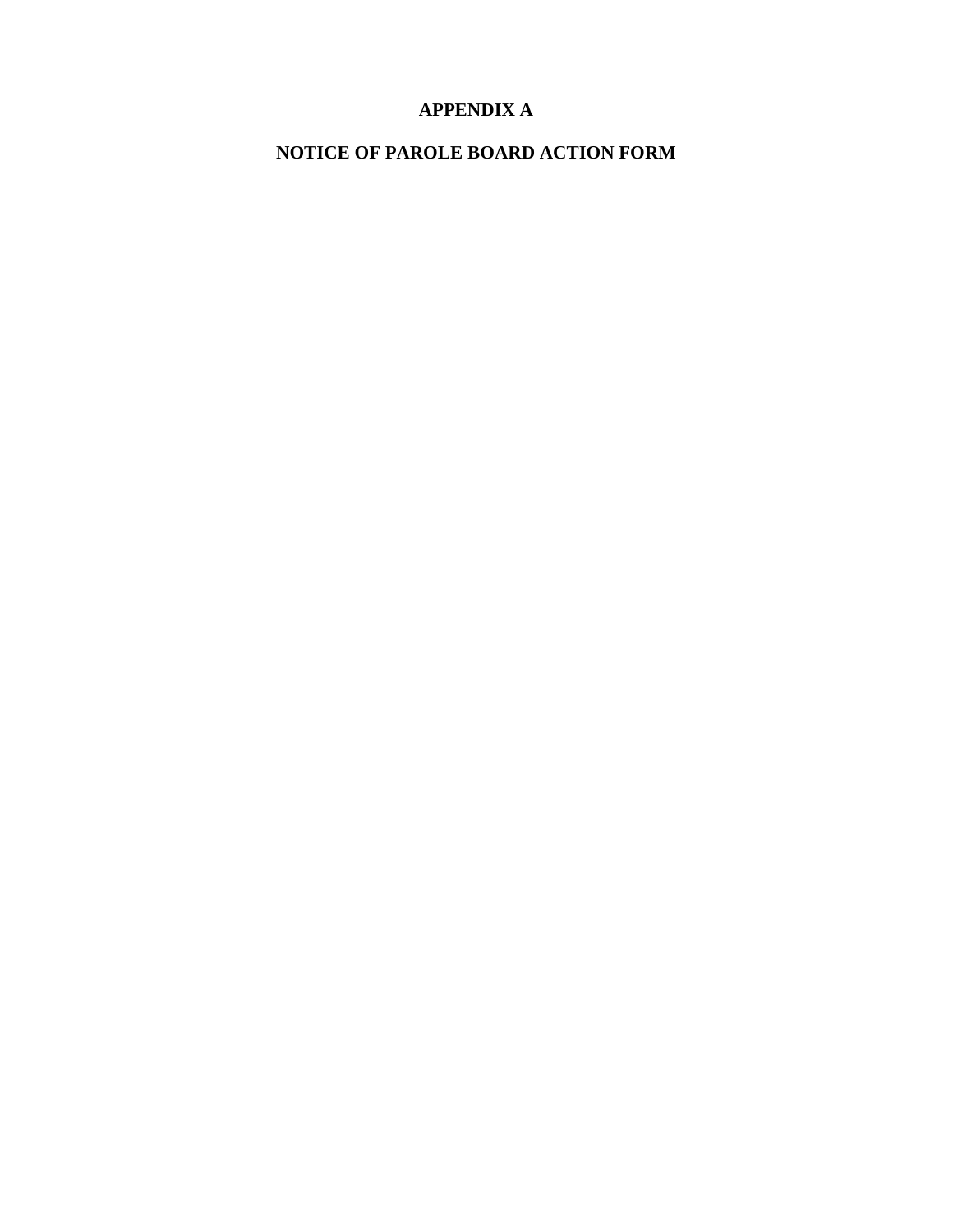# APPENDIX A

# NOTICE OF PAROLE BOARD ACTION FORM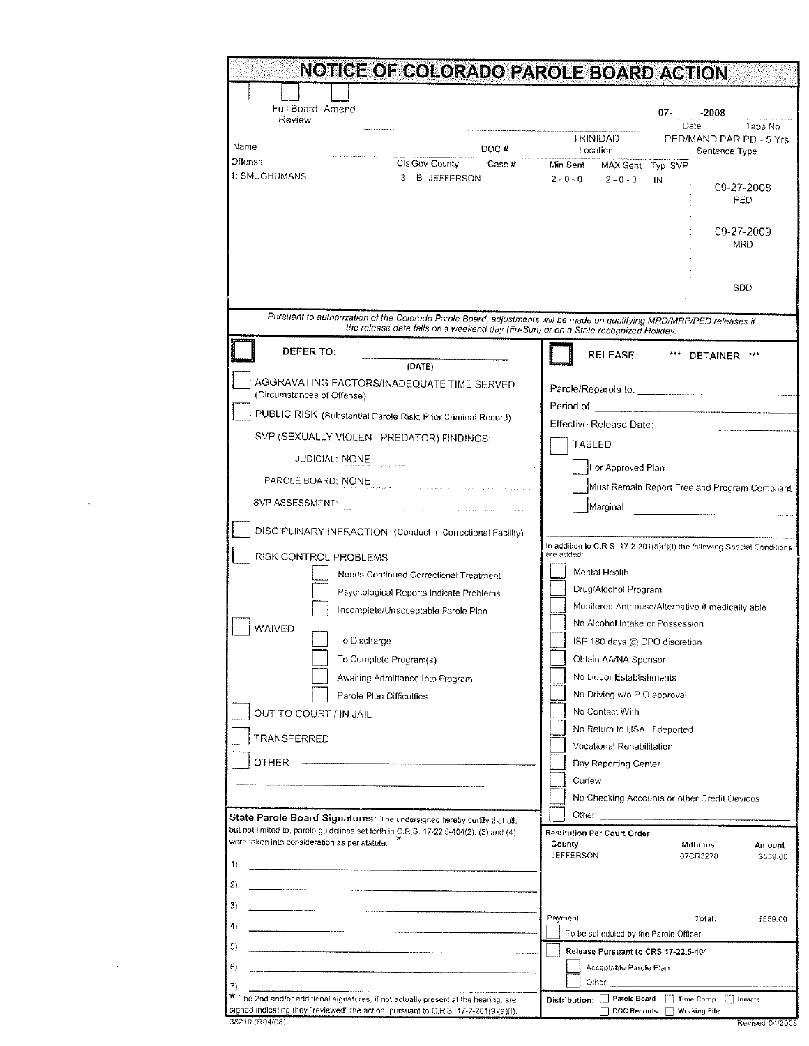# NOTICE OF COLORADO PAROLE BOARD ACTION

☐ Full Board Review ☐ Amend ☐

07- -2008
Date Tape No

Name ________ DOC # ________

TRINIDAD
Location

PED/MAND PAR PD - 5 Yrs
Sentence Type

| Offense | Cls | Gov | County | Case # | Min Sent | MAX Sent | Typ | SVP |
|---|---|---|---|---|---|---|---|---|
| 1: SMUGHUMANS | 3 | B | JEFFERSON | | 2 - 0 - 0 | 2 - 0 - 0 | IN | |

09-27-2008
PED

09-27-2009
MRD

SDD

*Pursuant to authorization of the Colorado Parole Board, adjustments will be made on qualifying MRD/MRP/PED releases if the release date falls on a weekend day (Fri-Sun) or on a State recognized Holiday.*

☐ DEFER TO: ________ (DATE)

☐ AGGRAVATING FACTORS/INADEQUATE TIME SERVED (Circumstances of Offense)

☐ PUBLIC RISK (Substantial Parole Risk; Prior Criminal Record)

SVP (SEXUALLY VIOLENT PREDATOR) FINDINGS:

JUDICIAL: NONE

PAROLE BOARD: NONE

SVP ASSESSMENT: ________

☐ DISCIPLINARY INFRACTION (Conduct in Correctional Facility)

☐ RISK CONTROL PROBLEMS
- ☐ Needs Continued Correctional Treatment
- ☐ Psychological Reports Indicate Problems
- ☐ Incomplete/Unacceptable Parole Plan

☐ WAIVED
- ☐ To Discharge
- ☐ To Complete Program(s)
- ☐ Awaiting Admittance Into Program
- ☐ Parole Plan Difficulties

☐ OUT TO COURT / IN JAIL

☐ TRANSFERRED

☐ OTHER ________

☐ RELEASE *** DETAINER ***

Parole/Reparole to: ________

Period of: ________

Effective Release Date: ________

☐ TABLED
- ☐ For Approved Plan
- ☐ Must Remain Report Free and Program Compliant
- ☐ Marginal ________

In addition to C.R.S. 17-2-201(5)(f)(I) the following Special Conditions are added:

- ☐ Mental Health
- ☐ Drug/Alcohol Program
- ☐ Monitored Antabuse/Alternative if medically able
- ☐ No Alcohol Intake or Possession
- ☐ ISP 180 days @ CPO discretion
- ☐ Obtain AA/NA Sponsor
- ☐ No Liquor Establishments
- ☐ No Driving w/o P.O approval
- ☐ No Contact With
- ☐ No Return to USA, if deported
- ☐ Vocational Rehabilitation
- ☐ Day Reporting Center
- ☐ Curfew
- ☐ No Checking Accounts or other Credit Devices
- ☐ Other ________

**State Parole Board Signatures:** The undersigned hereby certify that all, but not limited to, parole guidelines set forth in C.R.S. 17-22.5-404(2), (3) and (4), were taken into consideration as per statute. *

1) ________
2) ________
3) ________
4) ________
5) ________
6) ________
7) ________

* The 2nd and/or additional signatures, if not actually present at the hearing, are signed indicating they "reviewed" the action, pursuant to C.R.S. 17-2-201(9)(a)(I).

**Restitution Per Court Order:**

| County | Mittimus | Amount |
|---|---|---|
| JEFFERSON | 07CR3278 | $559.00 |

Payment Total: $559.00

☐ To be scheduled by the Parole Officer.

☐ **Release Pursuant to CRS 17-22.5-404**
- ☐ Acceptable Parole Plan
- ☐ Other: ________

Distribution: ☐ Parole Board ☐ Time Comp ☐ Inmate ☐ DOC Records ☐ Working File

38210 (R04/08) Revised 04/2008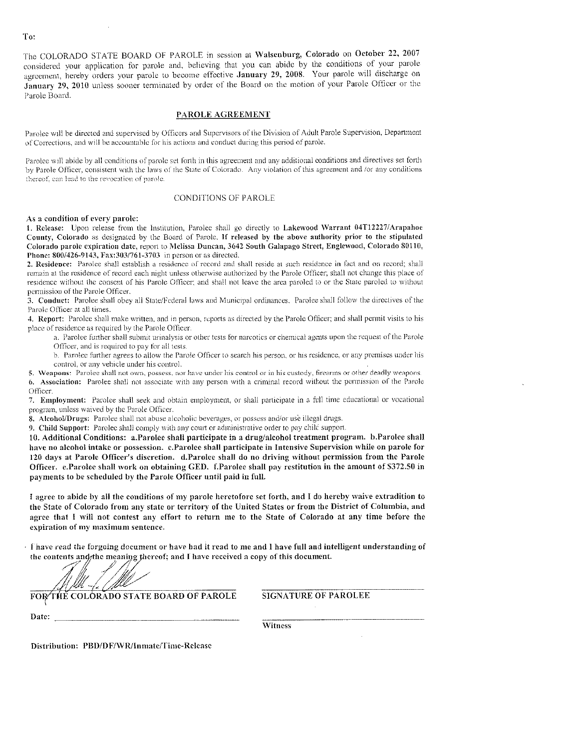To:

The COLORADO STATE BOARD OF PAROLE in session at **Walsenburg, Colorado** on **October 22, 2007** considered your application for parole and, believing that you can abide by the conditions of your parole agreement, hereby orders your parole to become effective **January 29, 2008**. Your parole will discharge on **January 29, 2010** unless sooner terminated by order of the Board on the motion of your Parole Officer or the Parole Board.

## PAROLE AGREEMENT

Parolee will be directed and supervised by Officers and Supervisors of the Division of Adult Parole Supervision, Department of Corrections, and will be accountable for his actions and conduct during this period of parole.

Parolee will abide by all conditions of parole set forth in this agreement and any additional conditions and directives set forth by Parole Officer, consistent with the laws of the State of Colorado. Any violation of this agreement and /or any conditions thereof, can lead to the revocation of parole.

### CONDITIONS OF PAROLE

**As a condition of every parole:**

**1. Release:** Upon release from the Institution, Parolee shall go directly to **Lakewood Warrant 04T12227/Arapahoe County, Colorado** as designated by the Board of Parole. **If released by the above authority prior to the stipulated Colorado parole expiration date, report to Melissa Duncan, 3642 South Galapago Street, Englewood, Colorado 80110, Phone: 800/426-9143, Fax:303/761-3703** in person or as directed.

**2. Residence:** Parolee shall establish a residence of record and shall reside at such residence in fact and on record; shall remain at the residence of record each night unless otherwise authorized by the Parole Officer; shall not change this place of residence without the consent of his Parole Officer; and shall not leave the area paroled to or the State paroled to without permission of the Parole Officer.

**3. Conduct:** Parolee shall obey all State/Federal laws and Municipal ordinances. Parolee shall follow the directives of the Parole Officer at all times.

**4. Report:** Parolee shall make written, and in person, reports as directed by the Parole Officer; and shall permit visits to his place of residence as required by the Parole Officer.

- a. Parolee further shall submit urinalysis or other tests for narcotics or chemical agents upon the request of the Parole Officer, and is required to pay for all tests.
- b. Parolee further agrees to allow the Parole Officer to search his person, or his residence, or any premises under his control, or any vehicle under his control.

**5. Weapons:** Parolee shall not own, possess, nor have under his control or in his custody, firearms or other deadly weapons.

**6. Association:** Parolee shall not associate with any person with a criminal record without the permission of the Parole Officer.

**7. Employment:** Parolee shall seek and obtain employment, or shall participate in a full time educational or vocational program, unless waived by the Parole Officer.

**8. Alcohol/Drugs:** Parolee shall not abuse alcoholic beverages, or possess and/or use illegal drugs.

**9. Child Support:** Parolee shall comply with any court or administrative order to pay child support.

**10. Additional Conditions: a.Parolee shall participate in a drug/alcohol treatment program. b.Parolee shall have no alcohol intake or possession. c.Parolee shall participate in Intensive Supervision while on parole for 120 days at Parole Officer's discretion. d.Parolee shall do no driving without permission from the Parole Officer. e.Parolee shall work on obtaining GED. f.Parolee shall pay restitution in the amount of $372.50 in payments to be scheduled by the Parole Officer until paid in full.**

**I agree to abide by all the conditions of my parole heretofore set forth, and I do hereby waive extradition to the State of Colorado from any state or territory of the United States or from the District of Columbia, and agree that I will not contest any effort to return me to the State of Colorado at any time before the expiration of my maximum sentence.**

**I have read the forgoing document or have had it read to me and I have full and intelligent understanding of the contents and the meaning thereof; and I have received a copy of this document.**

**FOR THE COLORADO STATE BOARD OF PAROLE** &nbsp;&nbsp;&nbsp;&nbsp; **SIGNATURE OF PAROLEE**

**Date:** ______________________ &nbsp;&nbsp;&nbsp;&nbsp; **Witness**

**Distribution: PBD/DF/WR/Inmate/Time-Release**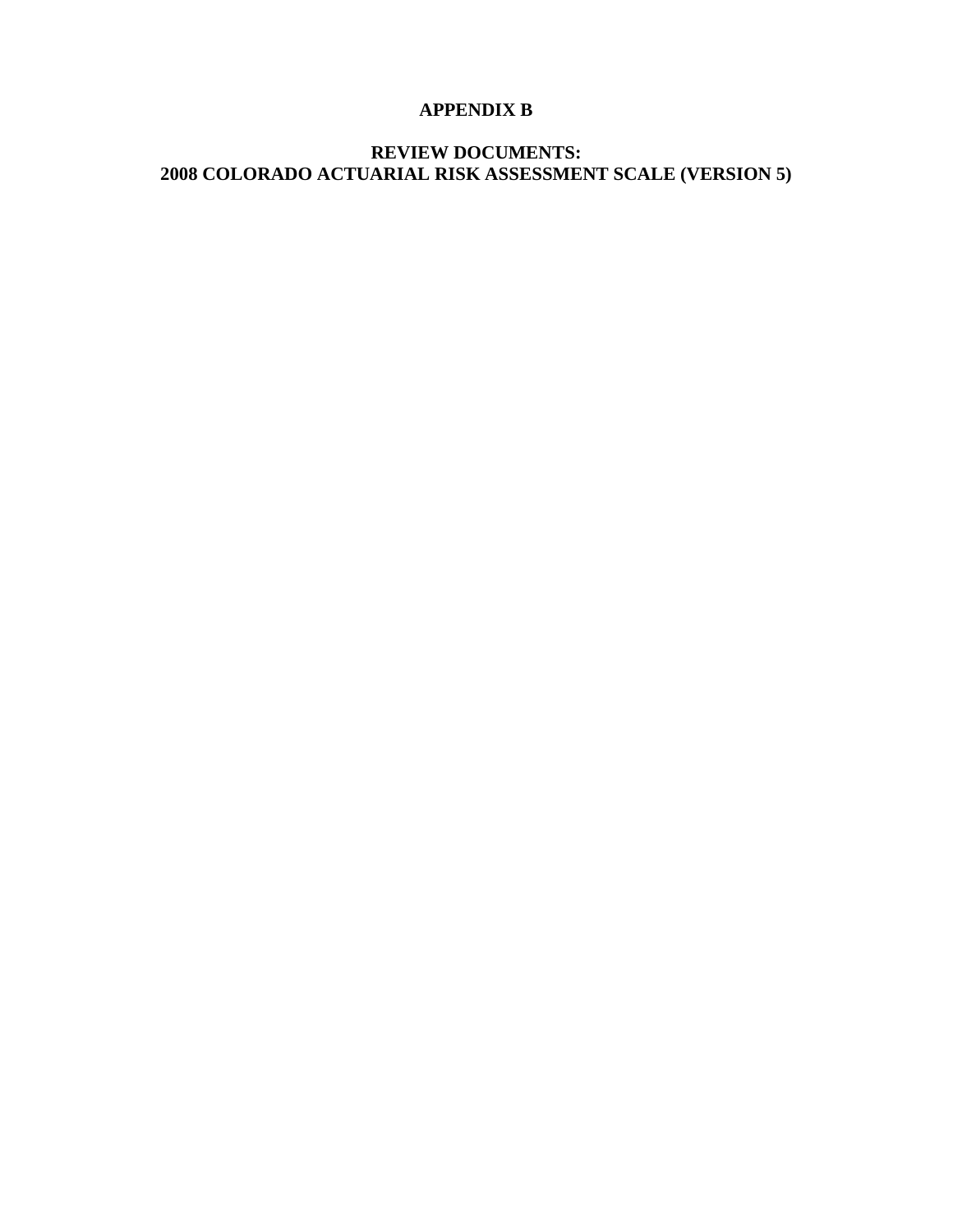# APPENDIX B

## REVIEW DOCUMENTS:
## 2008 COLORADO ACTUARIAL RISK ASSESSMENT SCALE (VERSION 5)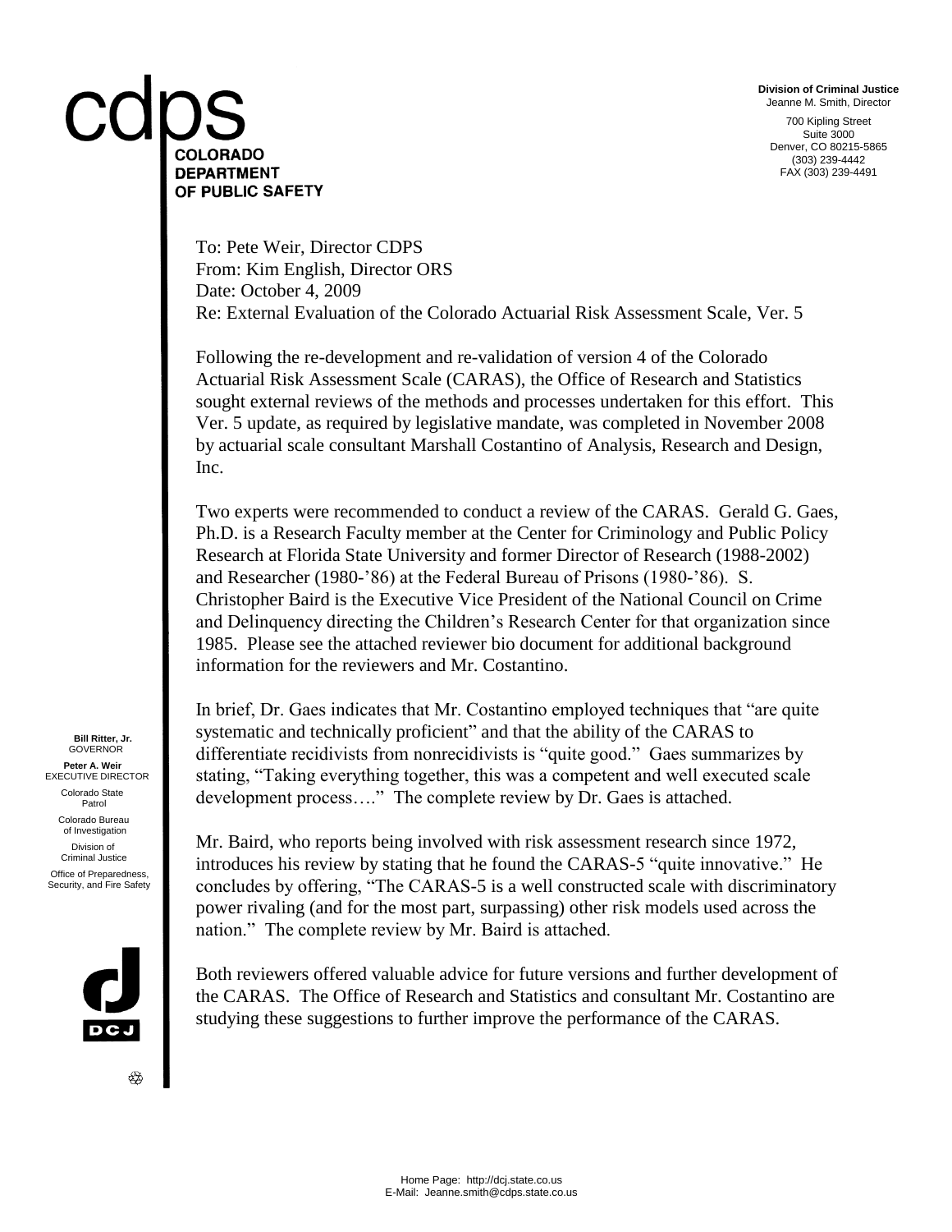cdps
**COLORADO DEPARTMENT OF PUBLIC SAFETY**

**Division of Criminal Justice**
Jeanne M. Smith, Director

700 Kipling Street
Suite 3000
Denver, CO 80215-5865
(303) 239-4442
FAX (303) 239-4491

**Bill Ritter, Jr.**
GOVERNOR

**Peter A. Weir**
EXECUTIVE DIRECTOR

Colorado State Patrol

Colorado Bureau of Investigation

Division of Criminal Justice

Office of Preparedness, Security, and Fire Safety

To: Pete Weir, Director CDPS
From: Kim English, Director ORS
Date: October 4, 2009
Re: External Evaluation of the Colorado Actuarial Risk Assessment Scale, Ver. 5

Following the re-development and re-validation of version 4 of the Colorado Actuarial Risk Assessment Scale (CARAS), the Office of Research and Statistics sought external reviews of the methods and processes undertaken for this effort. This Ver. 5 update, as required by legislative mandate, was completed in November 2008 by actuarial scale consultant Marshall Costantino of Analysis, Research and Design, Inc.

Two experts were recommended to conduct a review of the CARAS. Gerald G. Gaes, Ph.D. is a Research Faculty member at the Center for Criminology and Public Policy Research at Florida State University and former Director of Research (1988-2002) and Researcher (1980-'86) at the Federal Bureau of Prisons (1980-'86). S. Christopher Baird is the Executive Vice President of the National Council on Crime and Delinquency directing the Children's Research Center for that organization since 1985. Please see the attached reviewer bio document for additional background information for the reviewers and Mr. Costantino.

In brief, Dr. Gaes indicates that Mr. Costantino employed techniques that "are quite systematic and technically proficient" and that the ability of the CARAS to differentiate recidivists from nonrecidivists is "quite good." Gaes summarizes by stating, "Taking everything together, this was a competent and well executed scale development process…." The complete review by Dr. Gaes is attached.

Mr. Baird, who reports being involved with risk assessment research since 1972, introduces his review by stating that he found the CARAS-5 "quite innovative." He concludes by offering, "The CARAS-5 is a well constructed scale with discriminatory power rivaling (and for the most part, surpassing) other risk models used across the nation." The complete review by Mr. Baird is attached.

Both reviewers offered valuable advice for future versions and further development of the CARAS. The Office of Research and Statistics and consultant Mr. Costantino are studying these suggestions to further improve the performance of the CARAS.

DCJ

Home Page: http://dcj.state.co.us
E-Mail: Jeanne.smith@cdps.state.co.us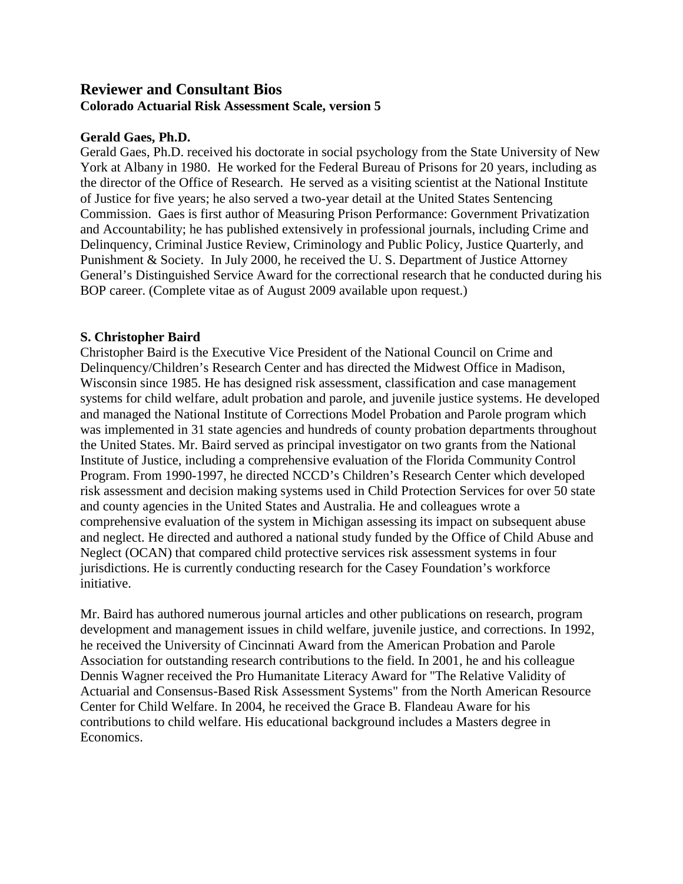## Reviewer and Consultant Bios
### Colorado Actuarial Risk Assessment Scale, version 5

**Gerald Gaes, Ph.D.**

Gerald Gaes, Ph.D. received his doctorate in social psychology from the State University of New York at Albany in 1980. He worked for the Federal Bureau of Prisons for 20 years, including as the director of the Office of Research. He served as a visiting scientist at the National Institute of Justice for five years; he also served a two-year detail at the United States Sentencing Commission. Gaes is first author of Measuring Prison Performance: Government Privatization and Accountability; he has published extensively in professional journals, including Crime and Delinquency, Criminal Justice Review, Criminology and Public Policy, Justice Quarterly, and Punishment & Society. In July 2000, he received the U. S. Department of Justice Attorney General's Distinguished Service Award for the correctional research that he conducted during his BOP career. (Complete vitae as of August 2009 available upon request.)

**S. Christopher Baird**

Christopher Baird is the Executive Vice President of the National Council on Crime and Delinquency/Children's Research Center and has directed the Midwest Office in Madison, Wisconsin since 1985. He has designed risk assessment, classification and case management systems for child welfare, adult probation and parole, and juvenile justice systems. He developed and managed the National Institute of Corrections Model Probation and Parole program which was implemented in 31 state agencies and hundreds of county probation departments throughout the United States. Mr. Baird served as principal investigator on two grants from the National Institute of Justice, including a comprehensive evaluation of the Florida Community Control Program. From 1990-1997, he directed NCCD's Children's Research Center which developed risk assessment and decision making systems used in Child Protection Services for over 50 state and county agencies in the United States and Australia. He and colleagues wrote a comprehensive evaluation of the system in Michigan assessing its impact on subsequent abuse and neglect. He directed and authored a national study funded by the Office of Child Abuse and Neglect (OCAN) that compared child protective services risk assessment systems in four jurisdictions. He is currently conducting research for the Casey Foundation's workforce initiative.

Mr. Baird has authored numerous journal articles and other publications on research, program development and management issues in child welfare, juvenile justice, and corrections. In 1992, he received the University of Cincinnati Award from the American Probation and Parole Association for outstanding research contributions to the field. In 2001, he and his colleague Dennis Wagner received the Pro Humanitate Literacy Award for "The Relative Validity of Actuarial and Consensus-Based Risk Assessment Systems" from the North American Resource Center for Child Welfare. In 2004, he received the Grace B. Flandeau Aware for his contributions to child welfare. His educational background includes a Masters degree in Economics.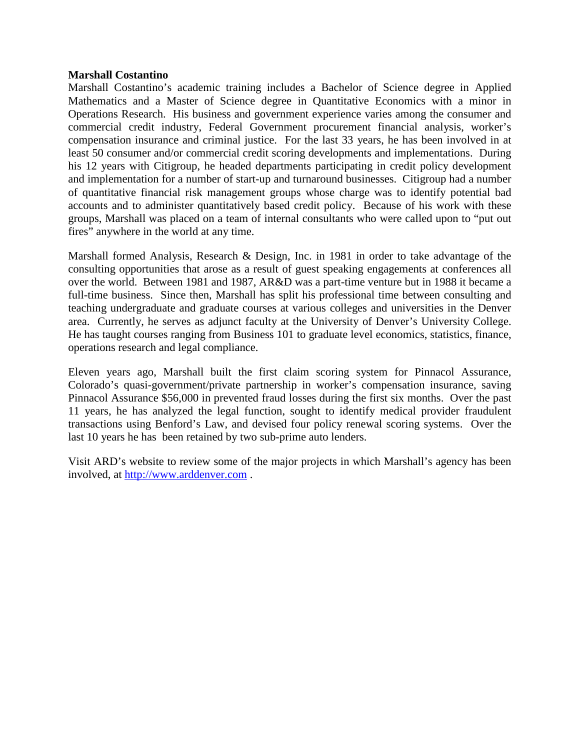**Marshall Costantino**

Marshall Costantino's academic training includes a Bachelor of Science degree in Applied Mathematics and a Master of Science degree in Quantitative Economics with a minor in Operations Research. His business and government experience varies among the consumer and commercial credit industry, Federal Government procurement financial analysis, worker's compensation insurance and criminal justice. For the last 33 years, he has been involved in at least 50 consumer and/or commercial credit scoring developments and implementations. During his 12 years with Citigroup, he headed departments participating in credit policy development and implementation for a number of start-up and turnaround businesses. Citigroup had a number of quantitative financial risk management groups whose charge was to identify potential bad accounts and to administer quantitatively based credit policy. Because of his work with these groups, Marshall was placed on a team of internal consultants who were called upon to "put out fires" anywhere in the world at any time.

Marshall formed Analysis, Research & Design, Inc. in 1981 in order to take advantage of the consulting opportunities that arose as a result of guest speaking engagements at conferences all over the world. Between 1981 and 1987, AR&D was a part-time venture but in 1988 it became a full-time business. Since then, Marshall has split his professional time between consulting and teaching undergraduate and graduate courses at various colleges and universities in the Denver area. Currently, he serves as adjunct faculty at the University of Denver's University College. He has taught courses ranging from Business 101 to graduate level economics, statistics, finance, operations research and legal compliance.

Eleven years ago, Marshall built the first claim scoring system for Pinnacol Assurance, Colorado's quasi-government/private partnership in worker's compensation insurance, saving Pinnacol Assurance $56,000 in prevented fraud losses during the first six months. Over the past 11 years, he has analyzed the legal function, sought to identify medical provider fraudulent transactions using Benford's Law, and devised four policy renewal scoring systems. Over the last 10 years he has been retained by two sub-prime auto lenders.

Visit ARD's website to review some of the major projects in which Marshall's agency has been involved, at [http://www.arddenver.com](http://www.arddenver.com) .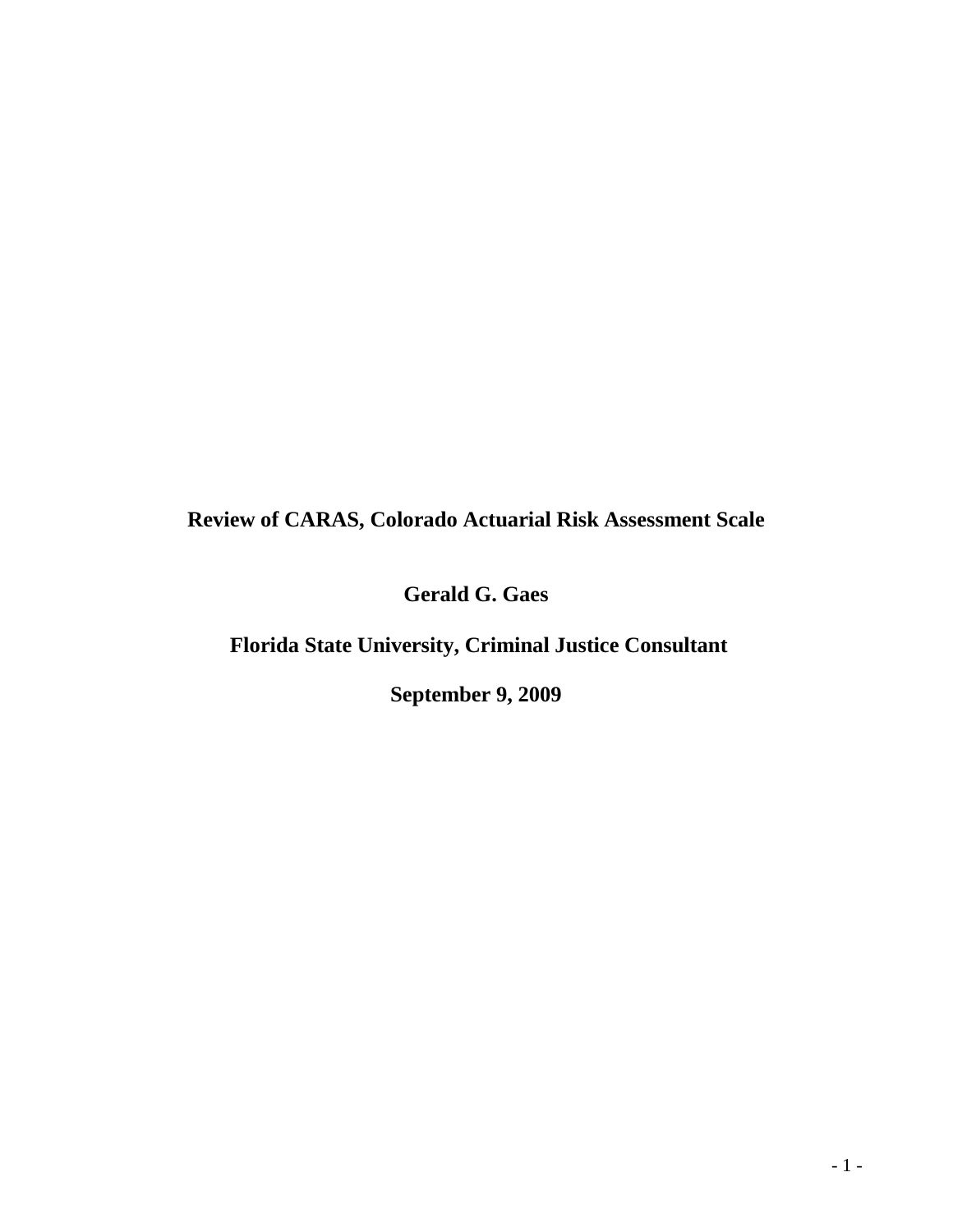# Review of CARAS, Colorado Actuarial Risk Assessment Scale

**Gerald G. Gaes**

**Florida State University, Criminal Justice Consultant**

**September 9, 2009**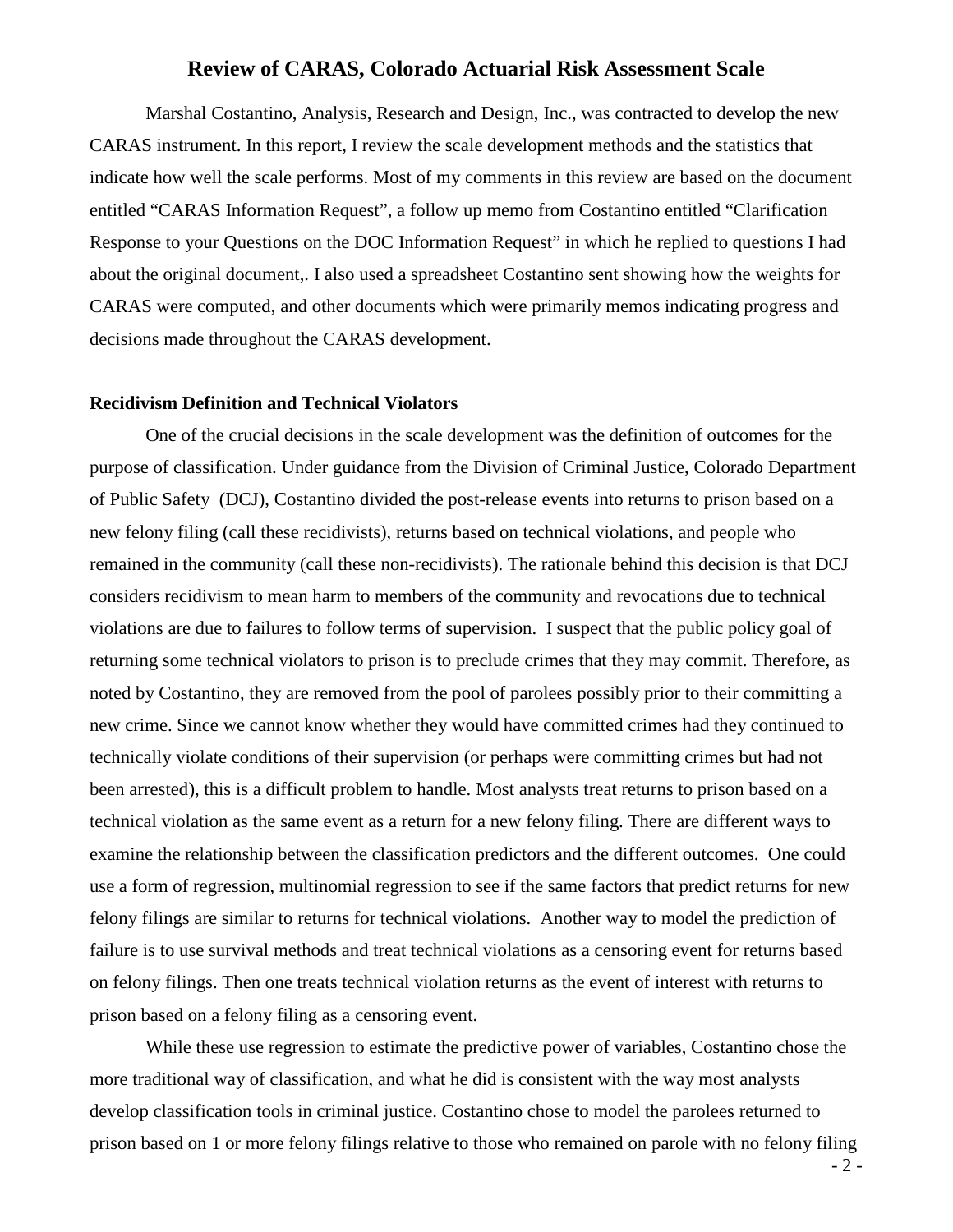# Review of CARAS, Colorado Actuarial Risk Assessment Scale

Marshal Costantino, Analysis, Research and Design, Inc., was contracted to develop the new CARAS instrument. In this report, I review the scale development methods and the statistics that indicate how well the scale performs. Most of my comments in this review are based on the document entitled "CARAS Information Request", a follow up memo from Costantino entitled "Clarification Response to your Questions on the DOC Information Request" in which he replied to questions I had about the original document,. I also used a spreadsheet Costantino sent showing how the weights for CARAS were computed, and other documents which were primarily memos indicating progress and decisions made throughout the CARAS development.

**Recidivism Definition and Technical Violators**

One of the crucial decisions in the scale development was the definition of outcomes for the purpose of classification. Under guidance from the Division of Criminal Justice, Colorado Department of Public Safety (DCJ), Costantino divided the post-release events into returns to prison based on a new felony filing (call these recidivists), returns based on technical violations, and people who remained in the community (call these non-recidivists). The rationale behind this decision is that DCJ considers recidivism to mean harm to members of the community and revocations due to technical violations are due to failures to follow terms of supervision. I suspect that the public policy goal of returning some technical violators to prison is to preclude crimes that they may commit. Therefore, as noted by Costantino, they are removed from the pool of parolees possibly prior to their committing a new crime. Since we cannot know whether they would have committed crimes had they continued to technically violate conditions of their supervision (or perhaps were committing crimes but had not been arrested), this is a difficult problem to handle. Most analysts treat returns to prison based on a technical violation as the same event as a return for a new felony filing. There are different ways to examine the relationship between the classification predictors and the different outcomes. One could use a form of regression, multinomial regression to see if the same factors that predict returns for new felony filings are similar to returns for technical violations. Another way to model the prediction of failure is to use survival methods and treat technical violations as a censoring event for returns based on felony filings. Then one treats technical violation returns as the event of interest with returns to prison based on a felony filing as a censoring event.

While these use regression to estimate the predictive power of variables, Costantino chose the more traditional way of classification, and what he did is consistent with the way most analysts develop classification tools in criminal justice. Costantino chose to model the parolees returned to prison based on 1 or more felony filings relative to those who remained on parole with no felony filing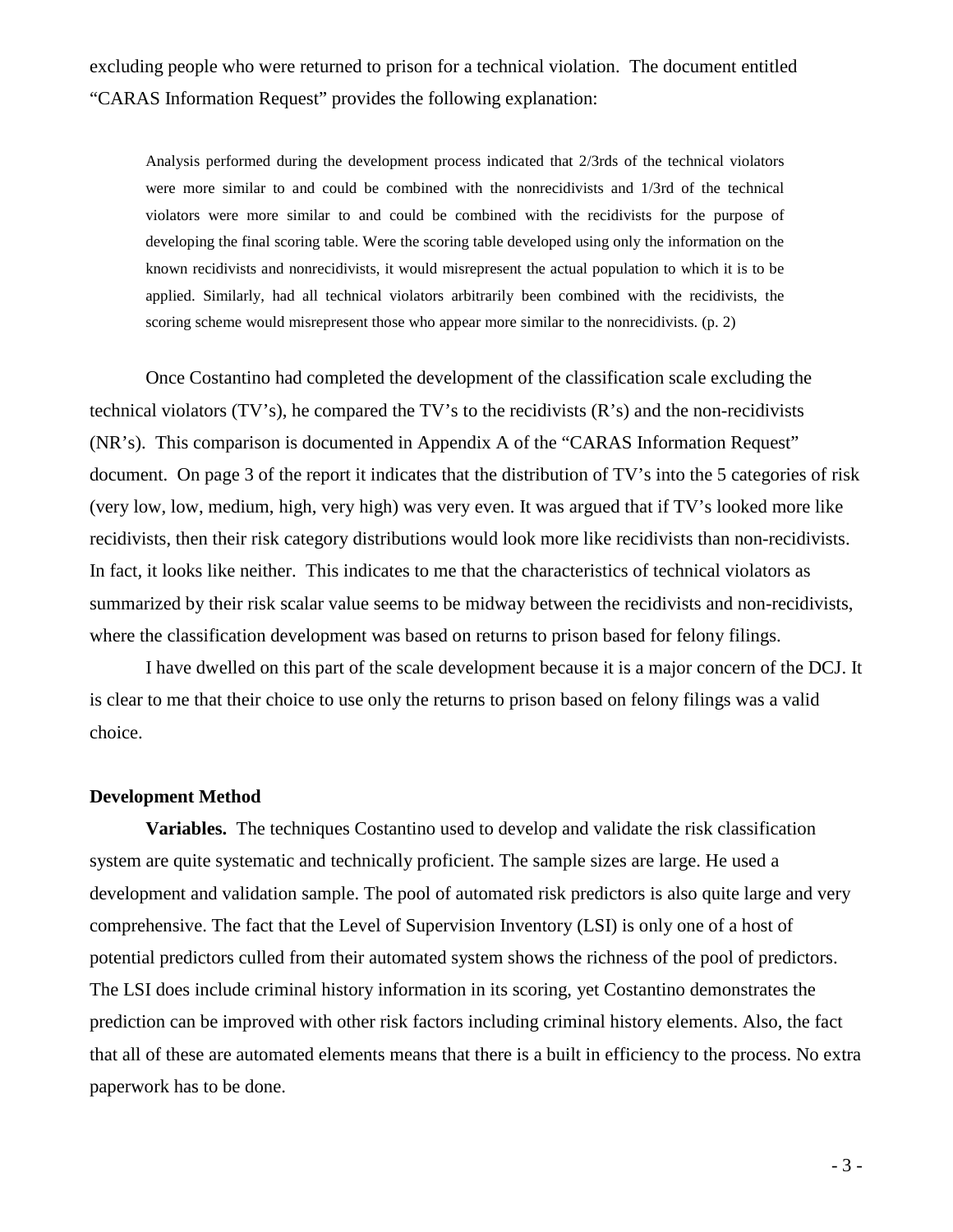excluding people who were returned to prison for a technical violation. The document entitled "CARAS Information Request" provides the following explanation:

> Analysis performed during the development process indicated that 2/3rds of the technical violators were more similar to and could be combined with the nonrecidivists and 1/3rd of the technical violators were more similar to and could be combined with the recidivists for the purpose of developing the final scoring table. Were the scoring table developed using only the information on the known recidivists and nonrecidivists, it would misrepresent the actual population to which it is to be applied. Similarly, had all technical violators arbitrarily been combined with the recidivists, the scoring scheme would misrepresent those who appear more similar to the nonrecidivists. (p. 2)

Once Costantino had completed the development of the classification scale excluding the technical violators (TV's), he compared the TV's to the recidivists (R's) and the non-recidivists (NR's). This comparison is documented in Appendix A of the "CARAS Information Request" document. On page 3 of the report it indicates that the distribution of TV's into the 5 categories of risk (very low, low, medium, high, very high) was very even. It was argued that if TV's looked more like recidivists, then their risk category distributions would look more like recidivists than non-recidivists. In fact, it looks like neither. This indicates to me that the characteristics of technical violators as summarized by their risk scalar value seems to be midway between the recidivists and non-recidivists, where the classification development was based on returns to prison based for felony filings.

I have dwelled on this part of the scale development because it is a major concern of the DCJ. It is clear to me that their choice to use only the returns to prison based on felony filings was a valid choice.

### Development Method

**Variables.** The techniques Costantino used to develop and validate the risk classification system are quite systematic and technically proficient. The sample sizes are large. He used a development and validation sample. The pool of automated risk predictors is also quite large and very comprehensive. The fact that the Level of Supervision Inventory (LSI) is only one of a host of potential predictors culled from their automated system shows the richness of the pool of predictors. The LSI does include criminal history information in its scoring, yet Costantino demonstrates the prediction can be improved with other risk factors including criminal history elements. Also, the fact that all of these are automated elements means that there is a built in efficiency to the process. No extra paperwork has to be done.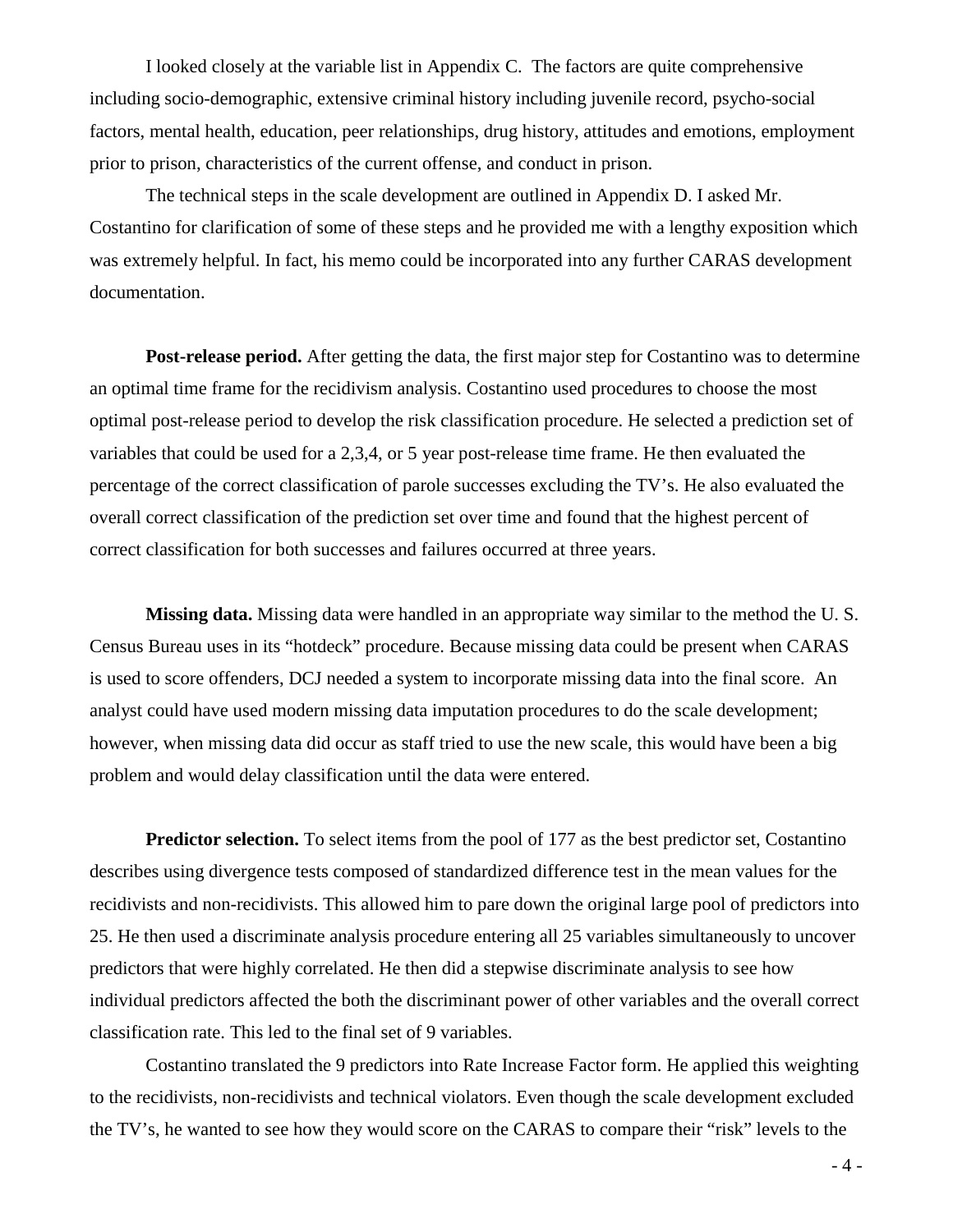I looked closely at the variable list in Appendix C. The factors are quite comprehensive including socio-demographic, extensive criminal history including juvenile record, psycho-social factors, mental health, education, peer relationships, drug history, attitudes and emotions, employment prior to prison, characteristics of the current offense, and conduct in prison.

The technical steps in the scale development are outlined in Appendix D. I asked Mr. Costantino for clarification of some of these steps and he provided me with a lengthy exposition which was extremely helpful. In fact, his memo could be incorporated into any further CARAS development documentation.

**Post-release period.** After getting the data, the first major step for Costantino was to determine an optimal time frame for the recidivism analysis. Costantino used procedures to choose the most optimal post-release period to develop the risk classification procedure. He selected a prediction set of variables that could be used for a 2,3,4, or 5 year post-release time frame. He then evaluated the percentage of the correct classification of parole successes excluding the TV's. He also evaluated the overall correct classification of the prediction set over time and found that the highest percent of correct classification for both successes and failures occurred at three years.

**Missing data.** Missing data were handled in an appropriate way similar to the method the U. S. Census Bureau uses in its "hotdeck" procedure. Because missing data could be present when CARAS is used to score offenders, DCJ needed a system to incorporate missing data into the final score. An analyst could have used modern missing data imputation procedures to do the scale development; however, when missing data did occur as staff tried to use the new scale, this would have been a big problem and would delay classification until the data were entered.

**Predictor selection.** To select items from the pool of 177 as the best predictor set, Costantino describes using divergence tests composed of standardized difference test in the mean values for the recidivists and non-recidivists. This allowed him to pare down the original large pool of predictors into 25. He then used a discriminate analysis procedure entering all 25 variables simultaneously to uncover predictors that were highly correlated. He then did a stepwise discriminate analysis to see how individual predictors affected the both the discriminant power of other variables and the overall correct classification rate. This led to the final set of 9 variables.

Costantino translated the 9 predictors into Rate Increase Factor form. He applied this weighting to the recidivists, non-recidivists and technical violators. Even though the scale development excluded the TV's, he wanted to see how they would score on the CARAS to compare their "risk" levels to the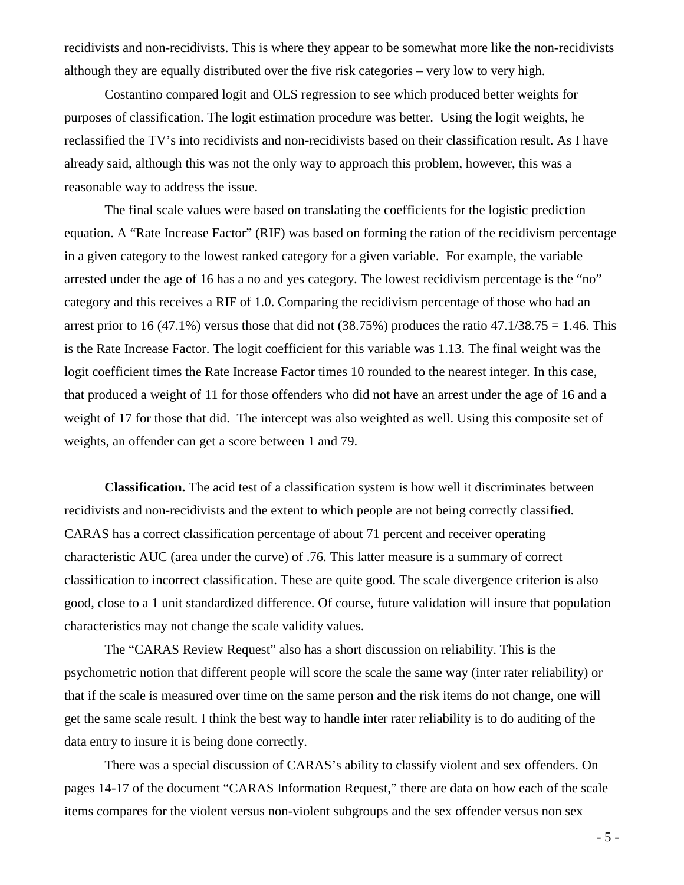recidivists and non-recidivists. This is where they appear to be somewhat more like the non-recidivists although they are equally distributed over the five risk categories – very low to very high.

Costantino compared logit and OLS regression to see which produced better weights for purposes of classification. The logit estimation procedure was better. Using the logit weights, he reclassified the TV's into recidivists and non-recidivists based on their classification result. As I have already said, although this was not the only way to approach this problem, however, this was a reasonable way to address the issue.

The final scale values were based on translating the coefficients for the logistic prediction equation. A "Rate Increase Factor" (RIF) was based on forming the ration of the recidivism percentage in a given category to the lowest ranked category for a given variable. For example, the variable arrested under the age of 16 has a no and yes category. The lowest recidivism percentage is the "no" category and this receives a RIF of 1.0. Comparing the recidivism percentage of those who had an arrest prior to 16 (47.1%) versus those that did not (38.75%) produces the ratio 47.1/38.75 = 1.46. This is the Rate Increase Factor. The logit coefficient for this variable was 1.13. The final weight was the logit coefficient times the Rate Increase Factor times 10 rounded to the nearest integer. In this case, that produced a weight of 11 for those offenders who did not have an arrest under the age of 16 and a weight of 17 for those that did. The intercept was also weighted as well. Using this composite set of weights, an offender can get a score between 1 and 79.

**Classification.** The acid test of a classification system is how well it discriminates between recidivists and non-recidivists and the extent to which people are not being correctly classified. CARAS has a correct classification percentage of about 71 percent and receiver operating characteristic AUC (area under the curve) of .76. This latter measure is a summary of correct classification to incorrect classification. These are quite good. The scale divergence criterion is also good, close to a 1 unit standardized difference. Of course, future validation will insure that population characteristics may not change the scale validity values.

The "CARAS Review Request" also has a short discussion on reliability. This is the psychometric notion that different people will score the scale the same way (inter rater reliability) or that if the scale is measured over time on the same person and the risk items do not change, one will get the same scale result. I think the best way to handle inter rater reliability is to do auditing of the data entry to insure it is being done correctly.

There was a special discussion of CARAS's ability to classify violent and sex offenders. On pages 14-17 of the document "CARAS Information Request," there are data on how each of the scale items compares for the violent versus non-violent subgroups and the sex offender versus non sex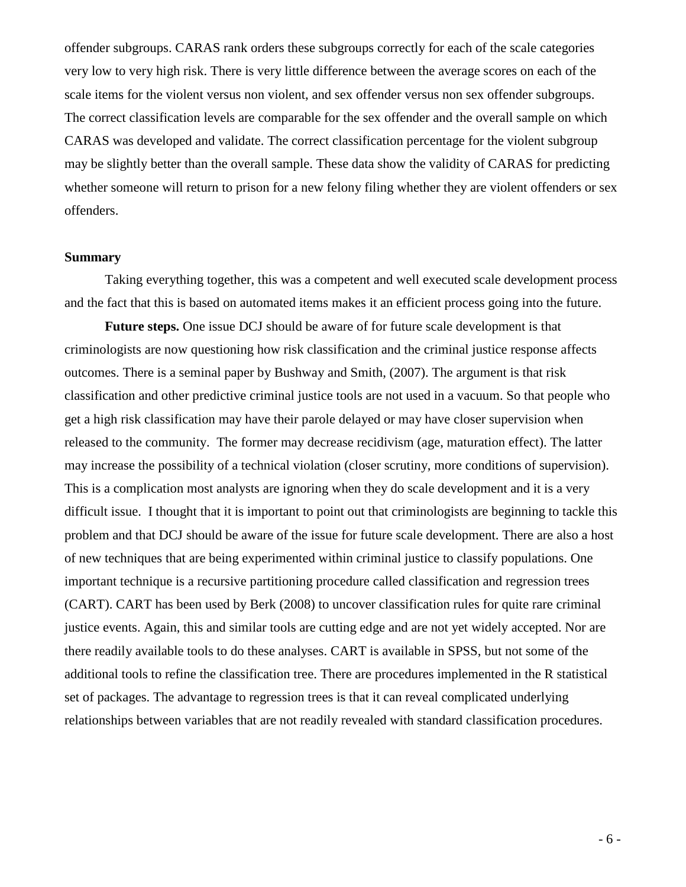offender subgroups. CARAS rank orders these subgroups correctly for each of the scale categories very low to very high risk. There is very little difference between the average scores on each of the scale items for the violent versus non violent, and sex offender versus non sex offender subgroups. The correct classification levels are comparable for the sex offender and the overall sample on which CARAS was developed and validate. The correct classification percentage for the violent subgroup may be slightly better than the overall sample. These data show the validity of CARAS for predicting whether someone will return to prison for a new felony filing whether they are violent offenders or sex offenders.

**Summary**

Taking everything together, this was a competent and well executed scale development process and the fact that this is based on automated items makes it an efficient process going into the future.

**Future steps.** One issue DCJ should be aware of for future scale development is that criminologists are now questioning how risk classification and the criminal justice response affects outcomes. There is a seminal paper by Bushway and Smith, (2007). The argument is that risk classification and other predictive criminal justice tools are not used in a vacuum. So that people who get a high risk classification may have their parole delayed or may have closer supervision when released to the community. The former may decrease recidivism (age, maturation effect). The latter may increase the possibility of a technical violation (closer scrutiny, more conditions of supervision). This is a complication most analysts are ignoring when they do scale development and it is a very difficult issue. I thought that it is important to point out that criminologists are beginning to tackle this problem and that DCJ should be aware of the issue for future scale development. There are also a host of new techniques that are being experimented within criminal justice to classify populations. One important technique is a recursive partitioning procedure called classification and regression trees (CART). CART has been used by Berk (2008) to uncover classification rules for quite rare criminal justice events. Again, this and similar tools are cutting edge and are not yet widely accepted. Nor are there readily available tools to do these analyses. CART is available in SPSS, but not some of the additional tools to refine the classification tree. There are procedures implemented in the R statistical set of packages. The advantage to regression trees is that it can reveal complicated underlying relationships between variables that are not readily revealed with standard classification procedures.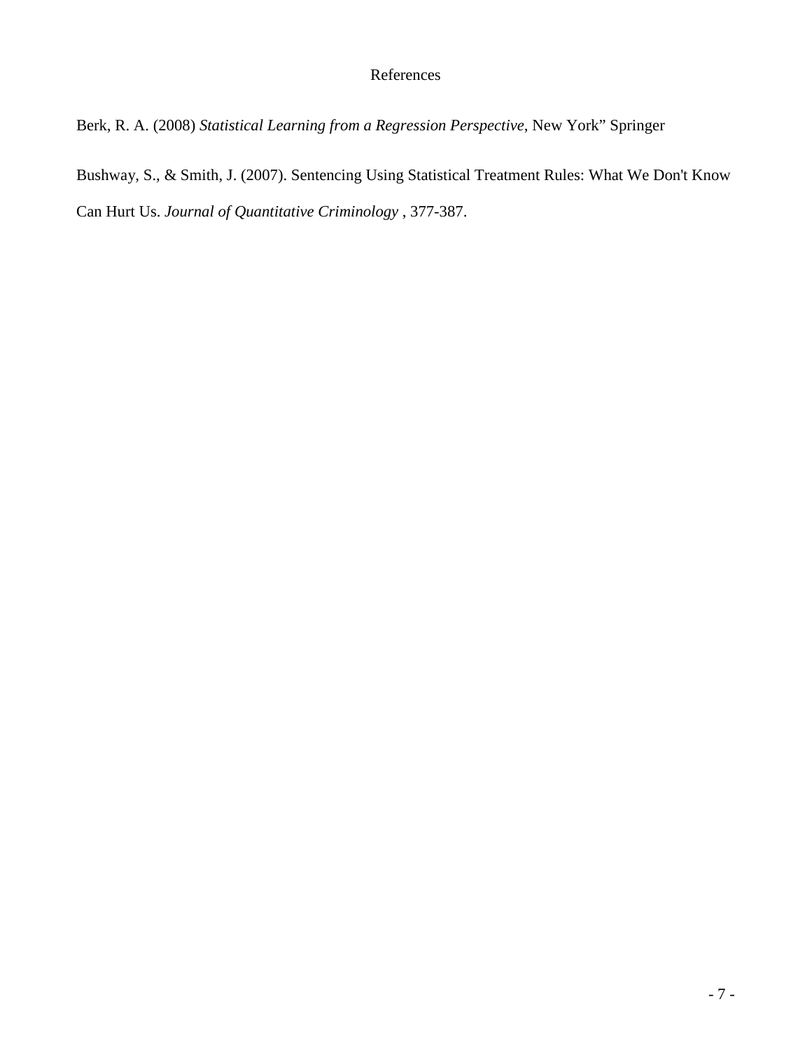# References

Berk, R. A. (2008) *Statistical Learning from a Regression Perspective*, New York" Springer

Bushway, S., & Smith, J. (2007). Sentencing Using Statistical Treatment Rules: What We Don't Know Can Hurt Us. *Journal of Quantitative Criminology* , 377-387.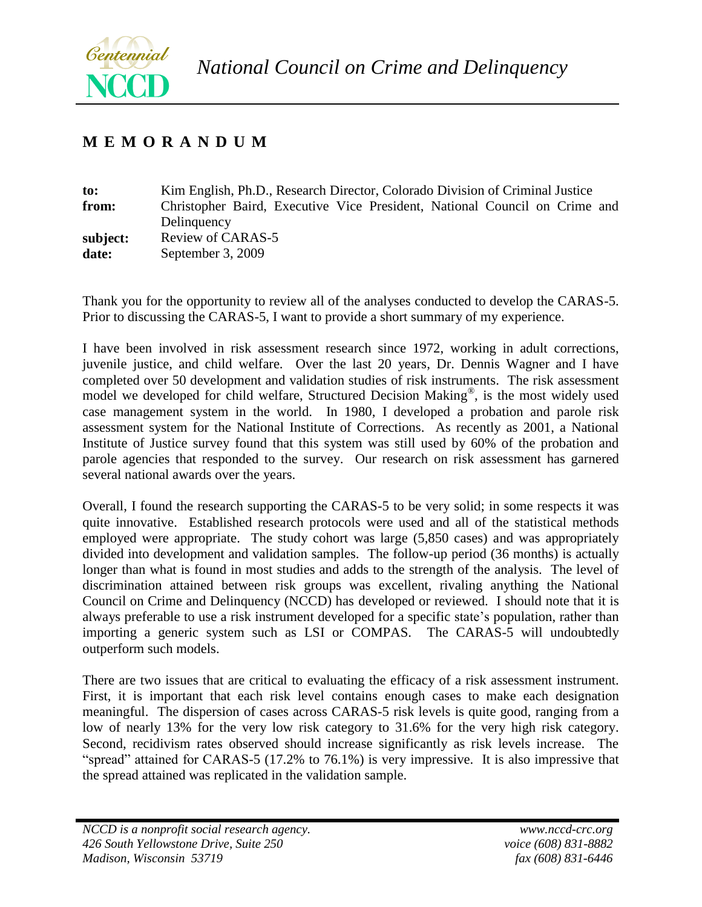*National Council on Crime and Delinquency*

## M E M O R A N D U M

**to:** Kim English, Ph.D., Research Director, Colorado Division of Criminal Justice
**from:** Christopher Baird, Executive Vice President, National Council on Crime and Delinquency
**subject:** Review of CARAS-5
**date:** September 3, 2009

Thank you for the opportunity to review all of the analyses conducted to develop the CARAS-5. Prior to discussing the CARAS-5, I want to provide a short summary of my experience.

I have been involved in risk assessment research since 1972, working in adult corrections, juvenile justice, and child welfare. Over the last 20 years, Dr. Dennis Wagner and I have completed over 50 development and validation studies of risk instruments. The risk assessment model we developed for child welfare, Structured Decision Making®, is the most widely used case management system in the world. In 1980, I developed a probation and parole risk assessment system for the National Institute of Corrections. As recently as 2001, a National Institute of Justice survey found that this system was still used by 60% of the probation and parole agencies that responded to the survey. Our research on risk assessment has garnered several national awards over the years.

Overall, I found the research supporting the CARAS-5 to be very solid; in some respects it was quite innovative. Established research protocols were used and all of the statistical methods employed were appropriate. The study cohort was large (5,850 cases) and was appropriately divided into development and validation samples. The follow-up period (36 months) is actually longer than what is found in most studies and adds to the strength of the analysis. The level of discrimination attained between risk groups was excellent, rivaling anything the National Council on Crime and Delinquency (NCCD) has developed or reviewed. I should note that it is always preferable to use a risk instrument developed for a specific state's population, rather than importing a generic system such as LSI or COMPAS. The CARAS-5 will undoubtedly outperform such models.

There are two issues that are critical to evaluating the efficacy of a risk assessment instrument. First, it is important that each risk level contains enough cases to make each designation meaningful. The dispersion of cases across CARAS-5 risk levels is quite good, ranging from a low of nearly 13% for the very low risk category to 31.6% for the very high risk category. Second, recidivism rates observed should increase significantly as risk levels increase. The "spread" attained for CARAS-5 (17.2% to 76.1%) is very impressive. It is also impressive that the spread attained was replicated in the validation sample.

*NCCD is a nonprofit social research agency.*
*426 South Yellowstone Drive, Suite 250*
*Madison, Wisconsin 53719*
*www.nccd-crc.org*
*voice (608) 831-8882*
*fax (608) 831-6446*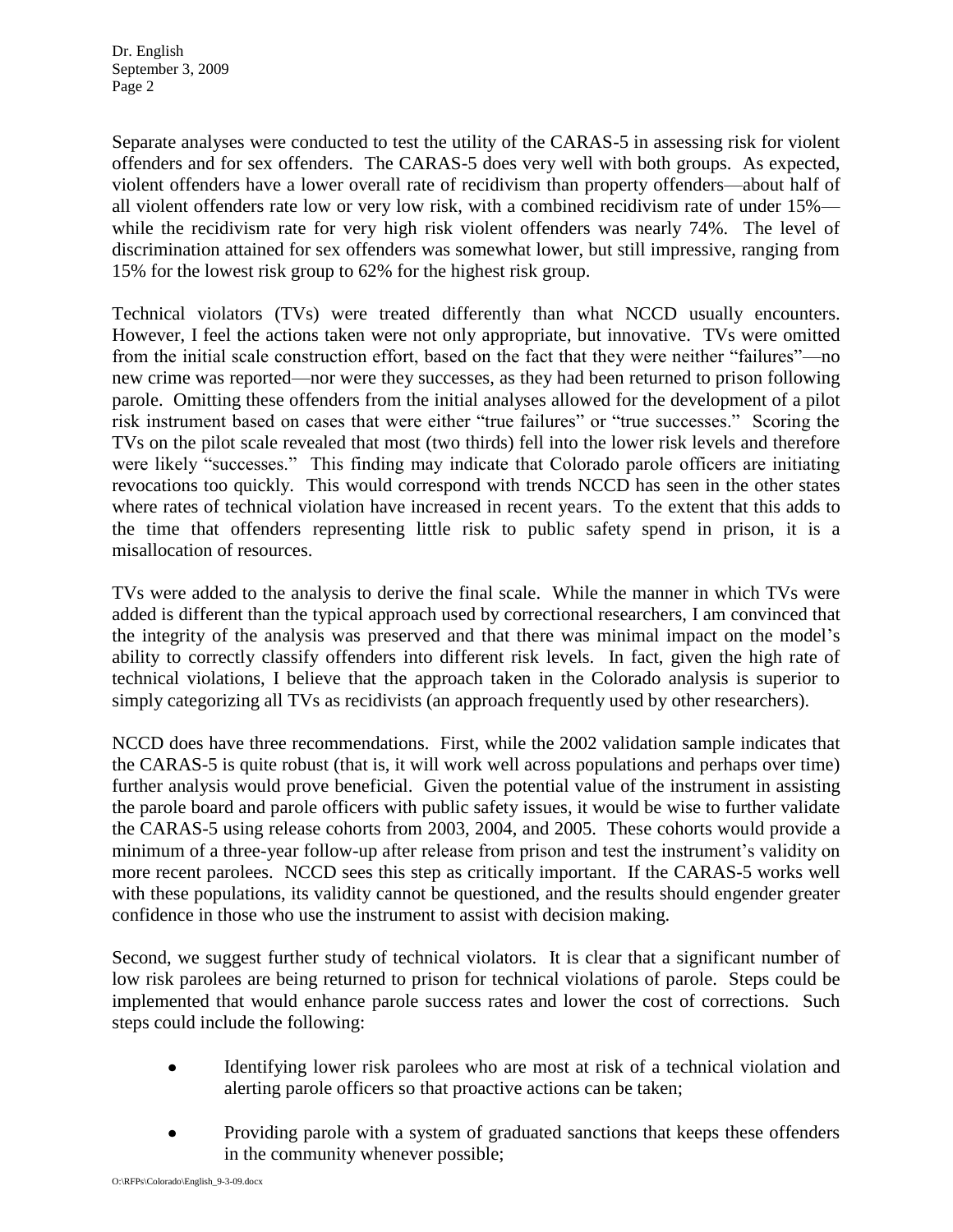Separate analyses were conducted to test the utility of the CARAS-5 in assessing risk for violent offenders and for sex offenders. The CARAS-5 does very well with both groups. As expected, violent offenders have a lower overall rate of recidivism than property offenders—about half of all violent offenders rate low or very low risk, with a combined recidivism rate of under 15%—while the recidivism rate for very high risk violent offenders was nearly 74%. The level of discrimination attained for sex offenders was somewhat lower, but still impressive, ranging from 15% for the lowest risk group to 62% for the highest risk group.

Technical violators (TVs) were treated differently than what NCCD usually encounters. However, I feel the actions taken were not only appropriate, but innovative. TVs were omitted from the initial scale construction effort, based on the fact that they were neither "failures"—no new crime was reported—nor were they successes, as they had been returned to prison following parole. Omitting these offenders from the initial analyses allowed for the development of a pilot risk instrument based on cases that were either "true failures" or "true successes." Scoring the TVs on the pilot scale revealed that most (two thirds) fell into the lower risk levels and therefore were likely "successes." This finding may indicate that Colorado parole officers are initiating revocations too quickly. This would correspond with trends NCCD has seen in the other states where rates of technical violation have increased in recent years. To the extent that this adds to the time that offenders representing little risk to public safety spend in prison, it is a misallocation of resources.

TVs were added to the analysis to derive the final scale. While the manner in which TVs were added is different than the typical approach used by correctional researchers, I am convinced that the integrity of the analysis was preserved and that there was minimal impact on the model's ability to correctly classify offenders into different risk levels. In fact, given the high rate of technical violations, I believe that the approach taken in the Colorado analysis is superior to simply categorizing all TVs as recidivists (an approach frequently used by other researchers).

NCCD does have three recommendations. First, while the 2002 validation sample indicates that the CARAS-5 is quite robust (that is, it will work well across populations and perhaps over time) further analysis would prove beneficial. Given the potential value of the instrument in assisting the parole board and parole officers with public safety issues, it would be wise to further validate the CARAS-5 using release cohorts from 2003, 2004, and 2005. These cohorts would provide a minimum of a three-year follow-up after release from prison and test the instrument's validity on more recent parolees. NCCD sees this step as critically important. If the CARAS-5 works well with these populations, its validity cannot be questioned, and the results should engender greater confidence in those who use the instrument to assist with decision making.

Second, we suggest further study of technical violators. It is clear that a significant number of low risk parolees are being returned to prison for technical violations of parole. Steps could be implemented that would enhance parole success rates and lower the cost of corrections. Such steps could include the following:

- Identifying lower risk parolees who are most at risk of a technical violation and alerting parole officers so that proactive actions can be taken;
- Providing parole with a system of graduated sanctions that keeps these offenders in the community whenever possible;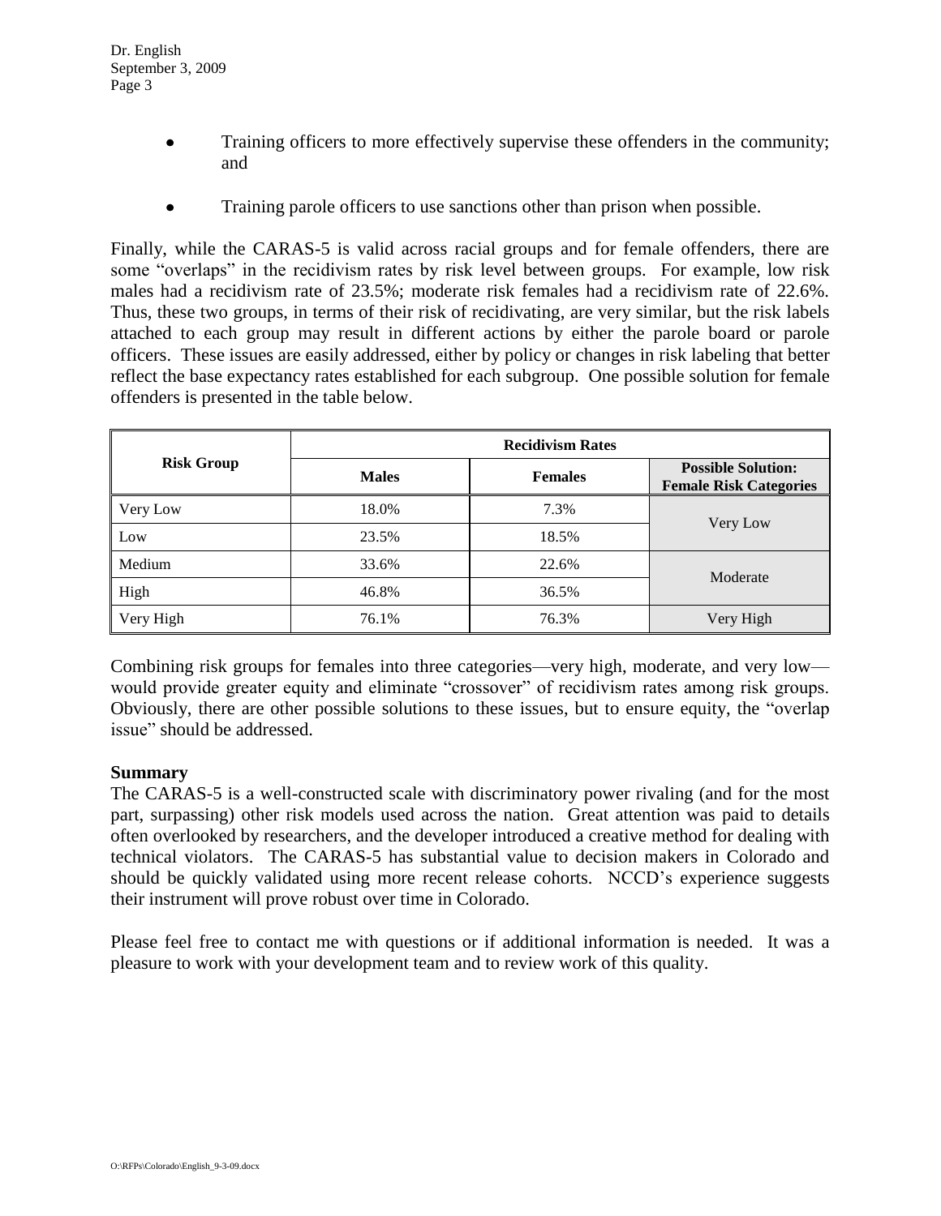- Training officers to more effectively supervise these offenders in the community; and

- Training parole officers to use sanctions other than prison when possible.

Finally, while the CARAS-5 is valid across racial groups and for female offenders, there are some "overlaps" in the recidivism rates by risk level between groups. For example, low risk males had a recidivism rate of 23.5%; moderate risk females had a recidivism rate of 22.6%. Thus, these two groups, in terms of their risk of recidivating, are very similar, but the risk labels attached to each group may result in different actions by either the parole board or parole officers. These issues are easily addressed, either by policy or changes in risk labeling that better reflect the base expectancy rates established for each subgroup. One possible solution for female offenders is presented in the table below.

| Risk Group | Recidivism Rates | | |
|---|---|---|---|
| | **Males** | **Females** | **Possible Solution: Female Risk Categories** |
| Very Low | 18.0% | 7.3% | Very Low |
| Low | 23.5% | 18.5% | |
| Medium | 33.6% | 22.6% | Moderate |
| High | 46.8% | 36.5% | |
| Very High | 76.1% | 76.3% | Very High |

Combining risk groups for females into three categories—very high, moderate, and very low—would provide greater equity and eliminate "crossover" of recidivism rates among risk groups. Obviously, there are other possible solutions to these issues, but to ensure equity, the "overlap issue" should be addressed.

**Summary**

The CARAS-5 is a well-constructed scale with discriminatory power rivaling (and for the most part, surpassing) other risk models used across the nation. Great attention was paid to details often overlooked by researchers, and the developer introduced a creative method for dealing with technical violators. The CARAS-5 has substantial value to decision makers in Colorado and should be quickly validated using more recent release cohorts. NCCD's experience suggests their instrument will prove robust over time in Colorado.

Please feel free to contact me with questions or if additional information is needed. It was a pleasure to work with your development team and to review work of this quality.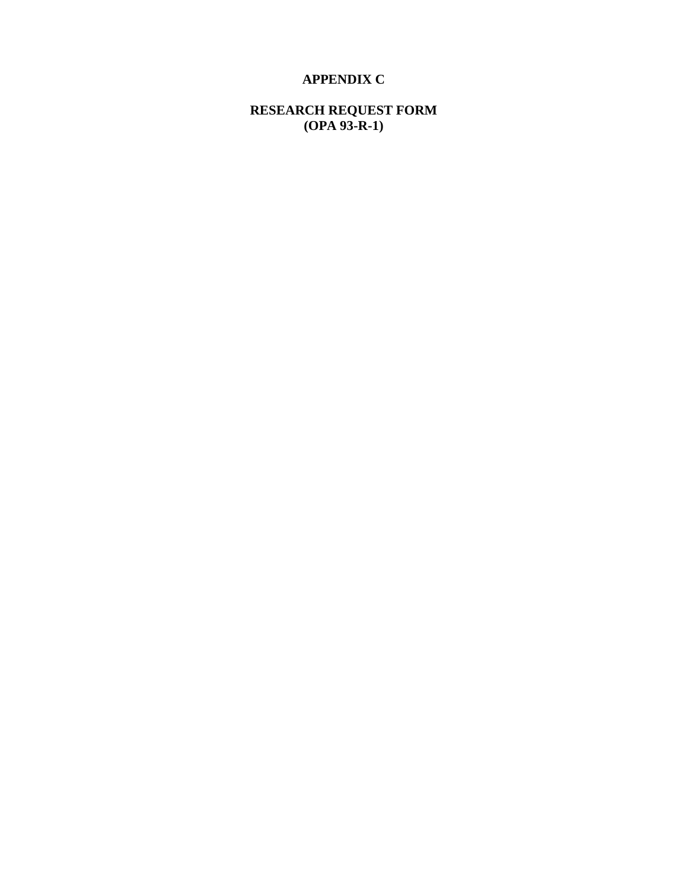# APPENDIX C

# RESEARCH REQUEST FORM
# (OPA 93-R-1)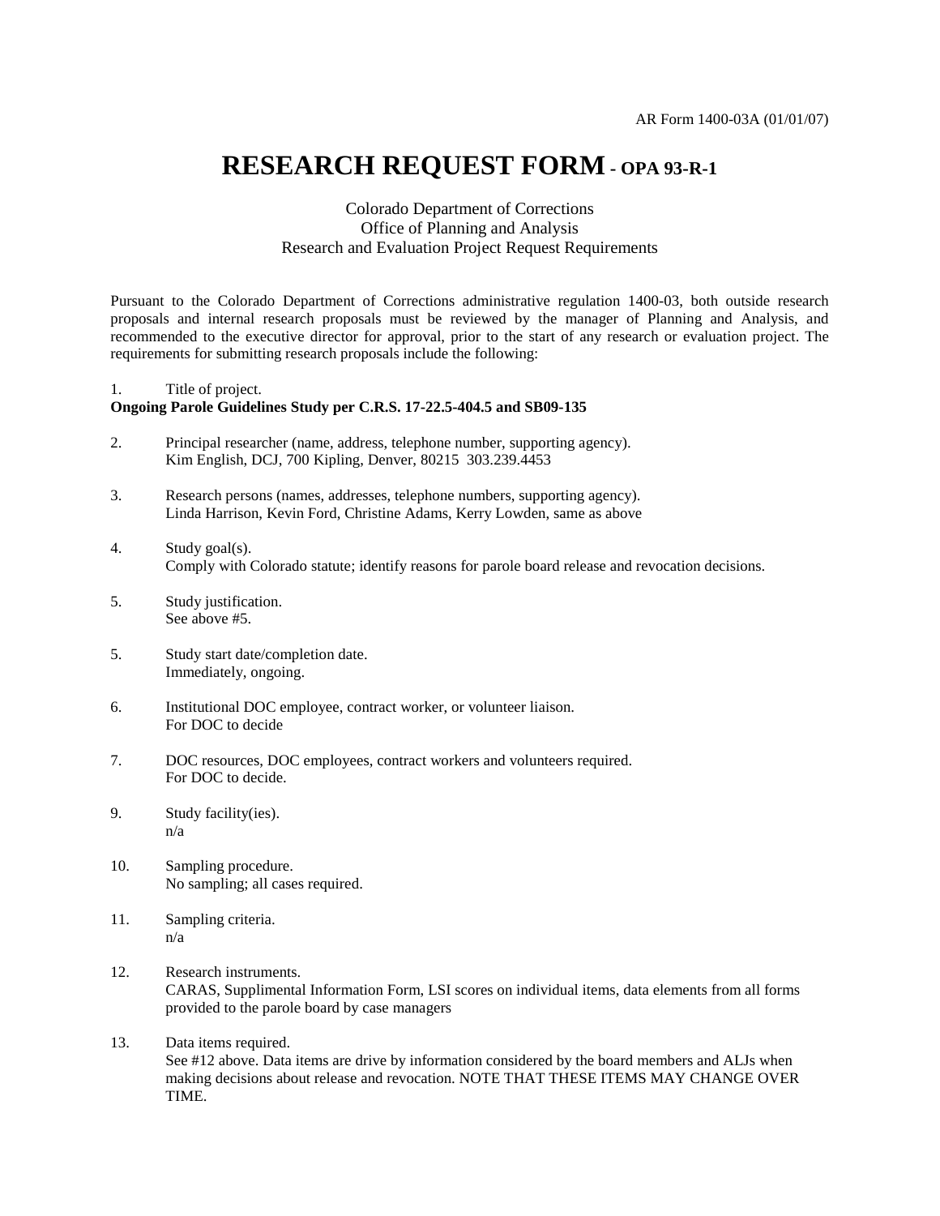AR Form 1400-03A (01/01/07)

# RESEARCH REQUEST FORM - OPA 93-R-1

Colorado Department of Corrections
Office of Planning and Analysis
Research and Evaluation Project Request Requirements

Pursuant to the Colorado Department of Corrections administrative regulation 1400-03, both outside research proposals and internal research proposals must be reviewed by the manager of Planning and Analysis, and recommended to the executive director for approval, prior to the start of any research or evaluation project. The requirements for submitting research proposals include the following:

1. Title of project.

**Ongoing Parole Guidelines Study per C.R.S. 17-22.5-404.5 and SB09-135**

2. Principal researcher (name, address, telephone number, supporting agency).
   Kim English, DCJ, 700 Kipling, Denver, 80215 303.239.4453

3. Research persons (names, addresses, telephone numbers, supporting agency).
   Linda Harrison, Kevin Ford, Christine Adams, Kerry Lowden, same as above

4. Study goal(s).
   Comply with Colorado statute; identify reasons for parole board release and revocation decisions.

5. Study justification.
   See above #5.

5. Study start date/completion date.
   Immediately, ongoing.

6. Institutional DOC employee, contract worker, or volunteer liaison.
   For DOC to decide

7. DOC resources, DOC employees, contract workers and volunteers required.
   For DOC to decide.

9. Study facility(ies).
   n/a

10. Sampling procedure.
    No sampling; all cases required.

11. Sampling criteria.
    n/a

12. Research instruments.
    CARAS, Supplimental Information Form, LSI scores on individual items, data elements from all forms provided to the parole board by case managers

13. Data items required.
    See #12 above. Data items are drive by information considered by the board members and ALJs when making decisions about release and revocation. NOTE THAT THESE ITEMS MAY CHANGE OVER TIME.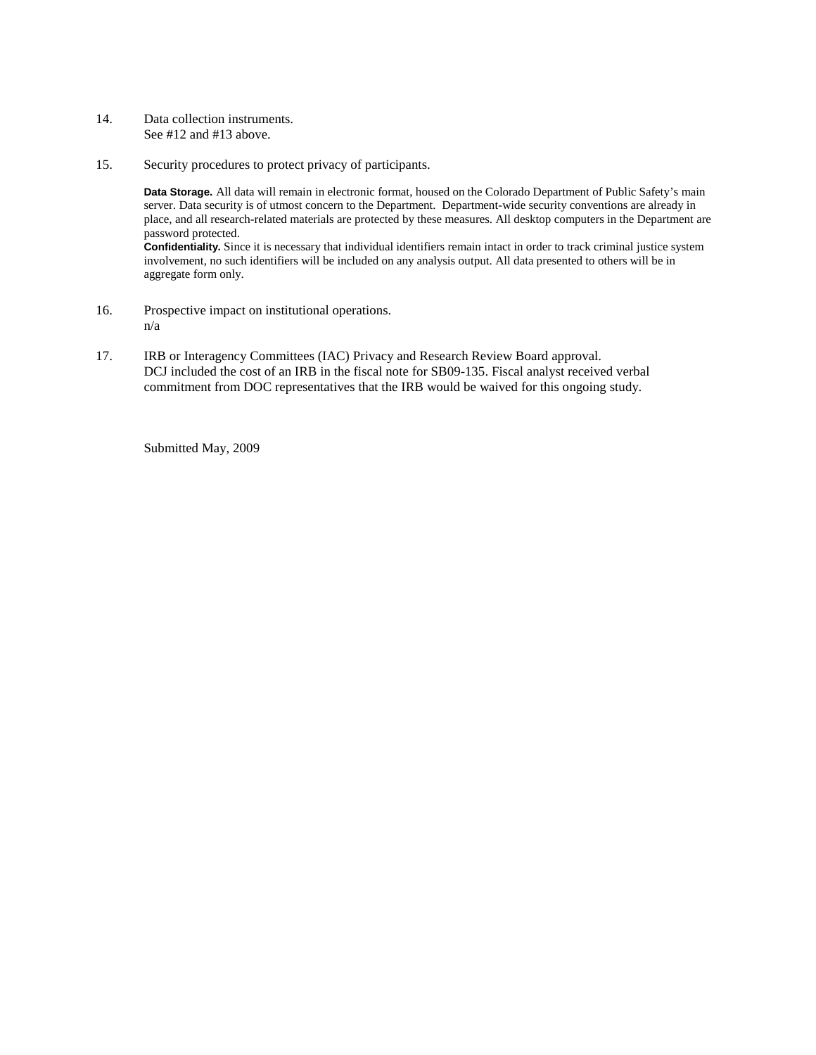14. Data collection instruments.
    See #12 and #13 above.

15. Security procedures to protect privacy of participants.

    **Data Storage.** All data will remain in electronic format, housed on the Colorado Department of Public Safety's main server. Data security is of utmost concern to the Department. Department-wide security conventions are already in place, and all research-related materials are protected by these measures. All desktop computers in the Department are password protected.
    **Confidentiality.** Since it is necessary that individual identifiers remain intact in order to track criminal justice system involvement, no such identifiers will be included on any analysis output. All data presented to others will be in aggregate form only.

16. Prospective impact on institutional operations.
    n/a

17. IRB or Interagency Committees (IAC) Privacy and Research Review Board approval.
    DCJ included the cost of an IRB in the fiscal note for SB09-135. Fiscal analyst received verbal commitment from DOC representatives that the IRB would be waived for this ongoing study.

Submitted May, 2009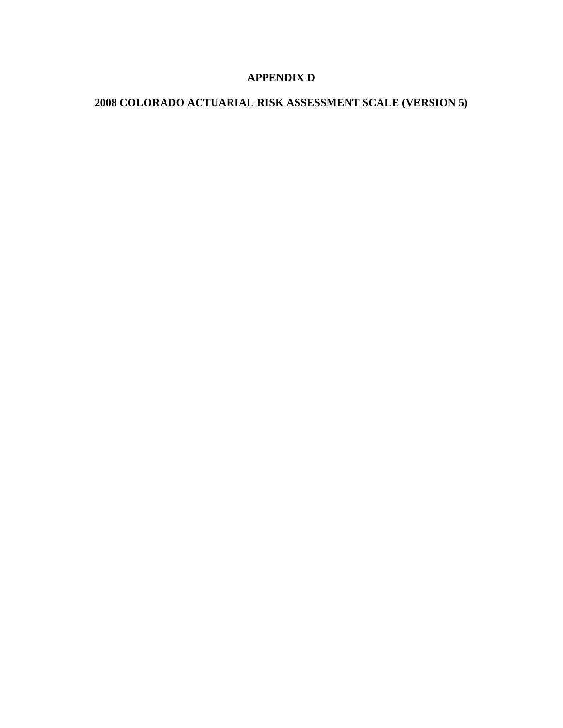# APPENDIX D

# 2008 COLORADO ACTUARIAL RISK ASSESSMENT SCALE (VERSION 5)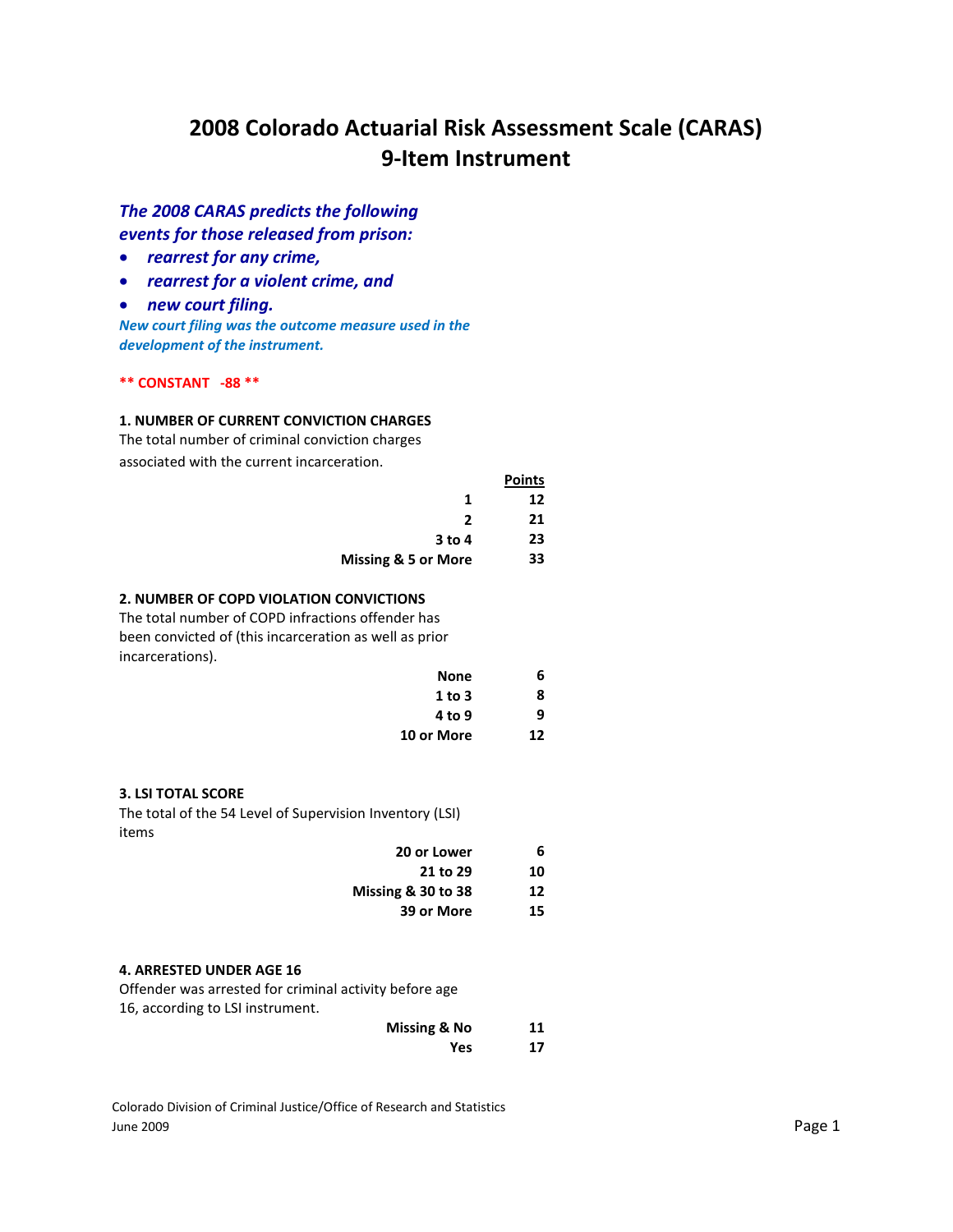# 2008 Colorado Actuarial Risk Assessment Scale (CARAS)
# 9-Item Instrument

***The 2008 CARAS predicts the following events for those released from prison:***

- ***rearrest for any crime,***
- ***rearrest for a violent crime, and***
- ***new court filing.***

***New court filing was the outcome measure used in the development of the instrument.***

**\*\* CONSTANT -88 \*\***

**1. NUMBER OF CURRENT CONVICTION CHARGES**

The total number of criminal conviction charges associated with the current incarceration.

| | Points |
|---|---|
| **1** | **12** |
| **2** | **21** |
| **3 to 4** | **23** |
| **Missing & 5 or More** | **33** |

**2. NUMBER OF COPD VIOLATION CONVICTIONS**

The total number of COPD infractions offender has been convicted of (this incarceration as well as prior incarcerations).

| | |
|---|---|
| **None** | **6** |
| **1 to 3** | **8** |
| **4 to 9** | **9** |
| **10 or More** | **12** |

**3. LSI TOTAL SCORE**

The total of the 54 Level of Supervision Inventory (LSI) items

| | |
|---|---|
| **20 or Lower** | **6** |
| **21 to 29** | **10** |
| **Missing & 30 to 38** | **12** |
| **39 or More** | **15** |

**4. ARRESTED UNDER AGE 16**

Offender was arrested for criminal activity before age 16, according to LSI instrument.

| | |
|---|---|
| **Missing & No** | **11** |
| **Yes** | **17** |

Colorado Division of Criminal Justice/Office of Research and Statistics
June 2009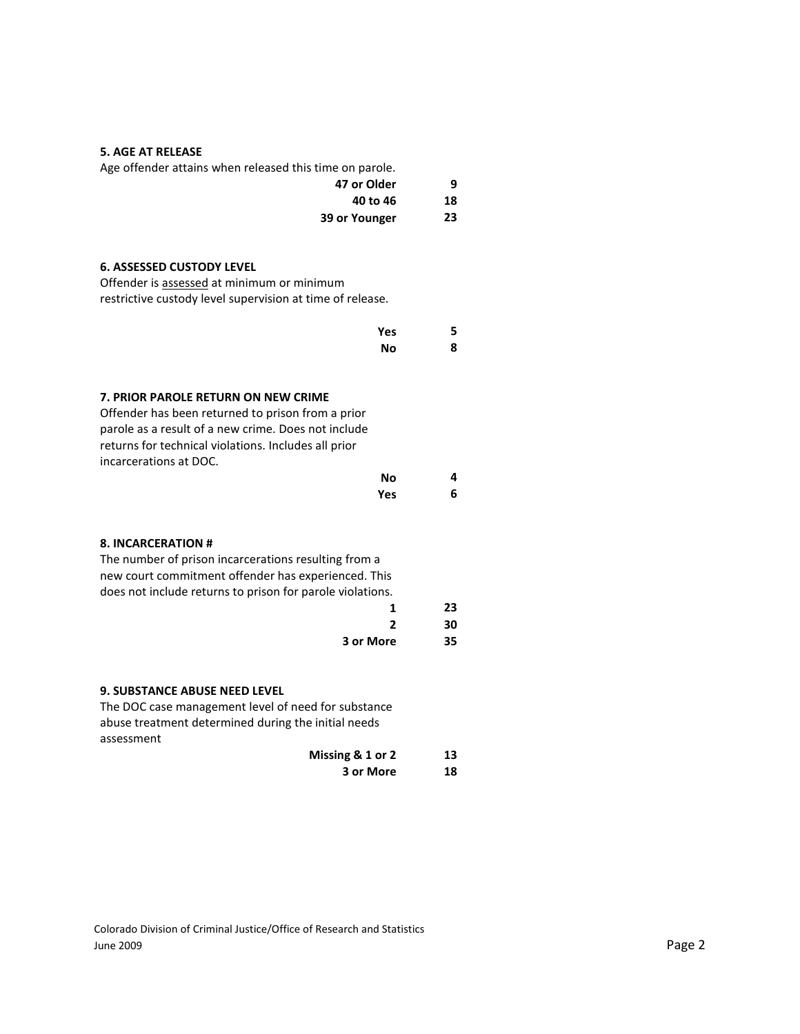**5. AGE AT RELEASE**

Age offender attains when released this time on parole.

| | |
|---|---|
| **47 or Older** | **9** |
| **40 to 46** | **18** |
| **39 or Younger** | **23** |

**6. ASSESSED CUSTODY LEVEL**

Offender is assessed at minimum or minimum restrictive custody level supervision at time of release.

| | |
|---|---|
| **Yes** | **5** |
| **No** | **8** |

**7. PRIOR PAROLE RETURN ON NEW CRIME**

Offender has been returned to prison from a prior parole as a result of a new crime. Does not include returns for technical violations. Includes all prior incarcerations at DOC.

| | |
|---|---|
| **No** | **4** |
| **Yes** | **6** |

**8. INCARCERATION #**

The number of prison incarcerations resulting from a new court commitment offender has experienced. This does not include returns to prison for parole violations.

| | |
|---|---|
| **1** | **23** |
| **2** | **30** |
| **3 or More** | **35** |

**9. SUBSTANCE ABUSE NEED LEVEL**

The DOC case management level of need for substance abuse treatment determined during the initial needs assessment

| | |
|---|---|
| **Missing & 1 or 2** | **13** |
| **3 or More** | **18** |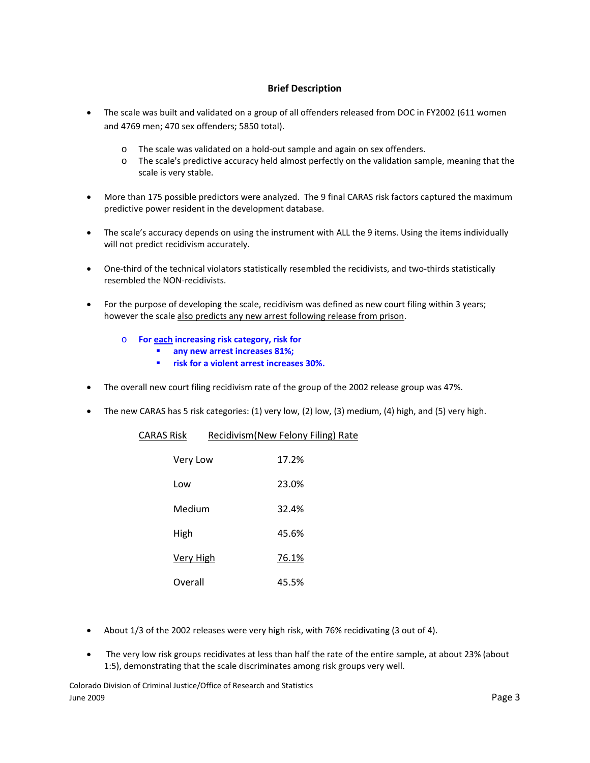## Brief Description

- The scale was built and validated on a group of all offenders released from DOC in FY2002 (611 women and 4769 men; 470 sex offenders; 5850 total).
    - The scale was validated on a hold-out sample and again on sex offenders.
    - The scale's predictive accuracy held almost perfectly on the validation sample, meaning that the scale is very stable.

- More than 175 possible predictors were analyzed. The 9 final CARAS risk factors captured the maximum predictive power resident in the development database.

- The scale's accuracy depends on using the instrument with ALL the 9 items. Using the items individually will not predict recidivism accurately.

- One-third of the technical violators statistically resembled the recidivists, and two-thirds statistically resembled the NON-recidivists.

- For the purpose of developing the scale, recidivism was defined as new court filing within 3 years; however the scale also predicts any new arrest following release from prison.
    - **For each increasing risk category, risk for**
        - **any new arrest increases 81%;**
        - **risk for a violent arrest increases 30%.**

- The overall new court filing recidivism rate of the group of the 2002 release group was 47%.

- The new CARAS has 5 risk categories: (1) very low, (2) low, (3) medium, (4) high, and (5) very high.

| CARAS Risk | Recidivism(New Felony Filing) Rate |
|---|---|
| Very Low | 17.2% |
| Low | 23.0% |
| Medium | 32.4% |
| High | 45.6% |
| Very High | 76.1% |
| Overall | 45.5% |

- About 1/3 of the 2002 releases were very high risk, with 76% recidivating (3 out of 4).

- The very low risk groups recidivates at less than half the rate of the entire sample, at about 23% (about 1:5), demonstrating that the scale discriminates among risk groups very well.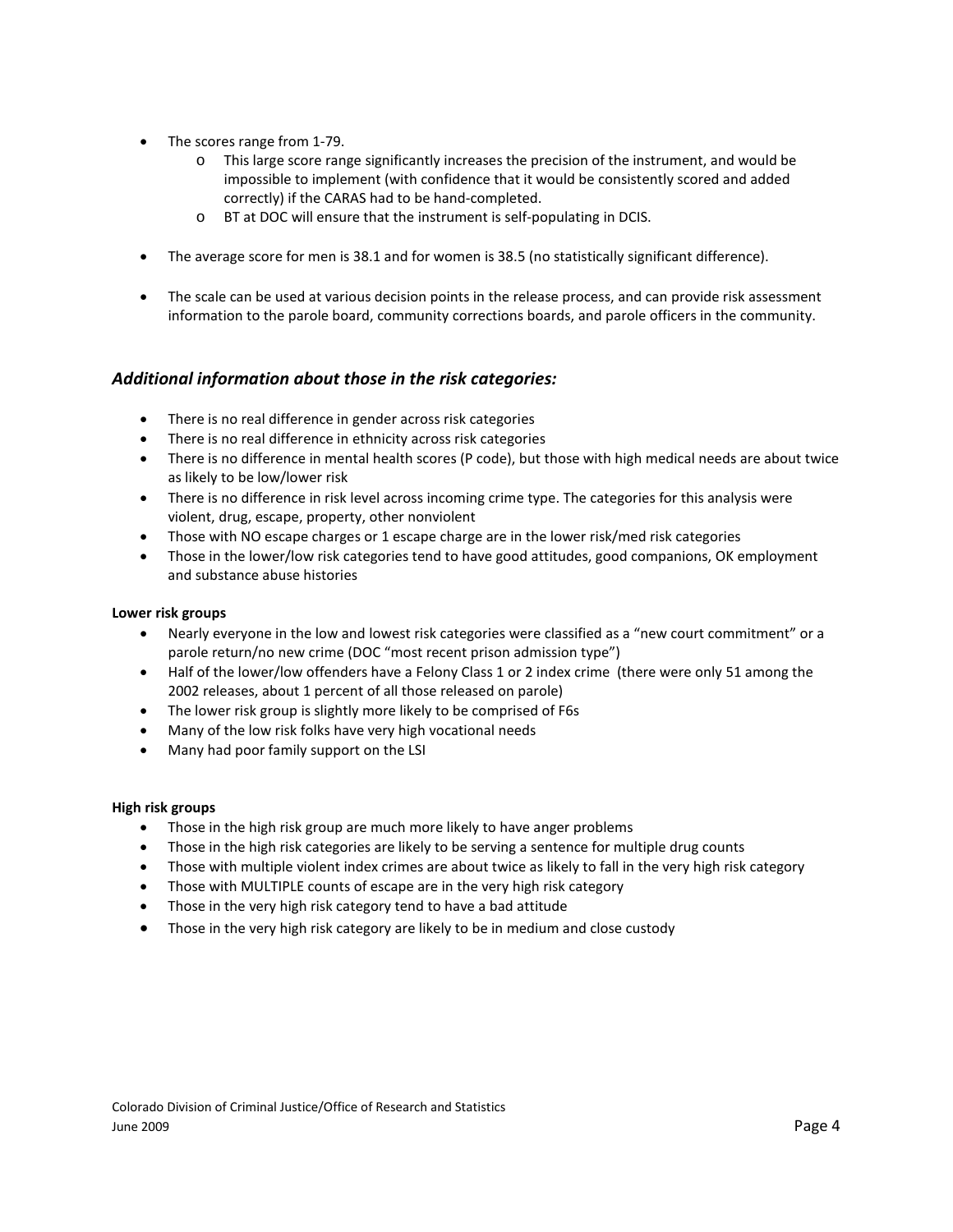- The scores range from 1-79.
    - This large score range significantly increases the precision of the instrument, and would be impossible to implement (with confidence that it would be consistently scored and added correctly) if the CARAS had to be hand-completed.
    - BT at DOC will ensure that the instrument is self-populating in DCIS.

- The average score for men is 38.1 and for women is 38.5 (no statistically significant difference).

- The scale can be used at various decision points in the release process, and can provide risk assessment information to the parole board, community corrections boards, and parole officers in the community.

### *Additional information about those in the risk categories:*

- There is no real difference in gender across risk categories
- There is no real difference in ethnicity across risk categories
- There is no difference in mental health scores (P code), but those with high medical needs are about twice as likely to be low/lower risk
- There is no difference in risk level across incoming crime type. The categories for this analysis were violent, drug, escape, property, other nonviolent
- Those with NO escape charges or 1 escape charge are in the lower risk/med risk categories
- Those in the lower/low risk categories tend to have good attitudes, good companions, OK employment and substance abuse histories

**Lower risk groups**

- Nearly everyone in the low and lowest risk categories were classified as a "new court commitment" or a parole return/no new crime (DOC "most recent prison admission type")
- Half of the lower/low offenders have a Felony Class 1 or 2 index crime (there were only 51 among the 2002 releases, about 1 percent of all those released on parole)
- The lower risk group is slightly more likely to be comprised of F6s
- Many of the low risk folks have very high vocational needs
- Many had poor family support on the LSI

**High risk groups**

- Those in the high risk group are much more likely to have anger problems
- Those in the high risk categories are likely to be serving a sentence for multiple drug counts
- Those with multiple violent index crimes are about twice as likely to fall in the very high risk category
- Those with MULTIPLE counts of escape are in the very high risk category
- Those in the very high risk category tend to have a bad attitude
- Those in the very high risk category are likely to be in medium and close custody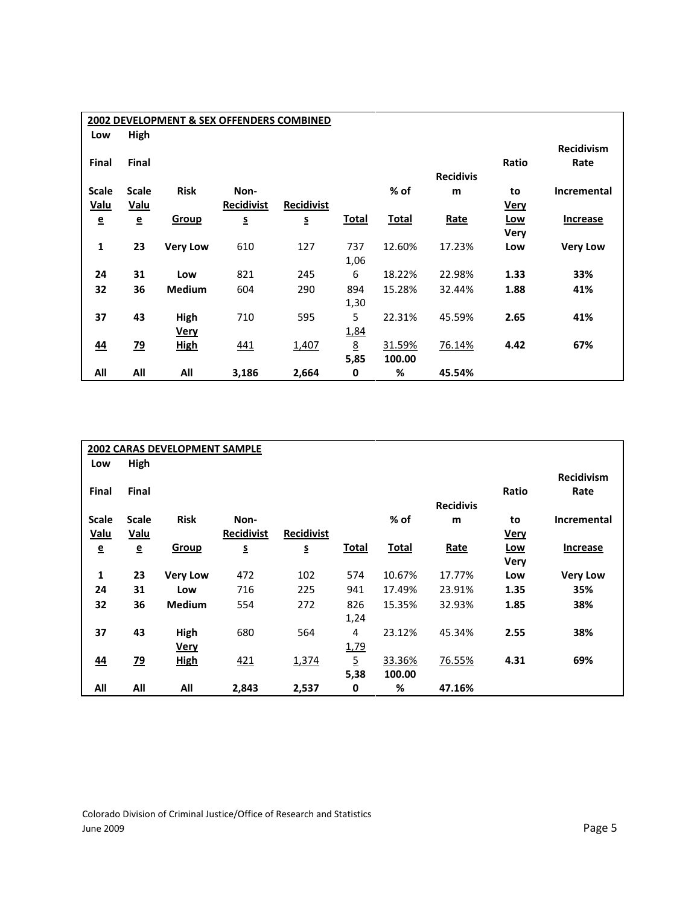| **2002 DEVELOPMENT & SEX OFFENDERS COMBINED** | | | | | | | | | |
|---|---|---|---|---|---|---|---|---|---|
| **Low Final Scale Value** | **High Final Scale Value** | **Risk Group** | **Non-Recidivists** | **Recidivists** | **Total** | **% of Total** | **Recidivism Rate** | **Ratio to Very Low** | **Recidivism Rate Incremental Increase** |
| **1** | **23** | **Very Low** | 610 | 127 | 737 | 12.60% | 17.23% | **Very Low** | **Very Low** |
| **24** | **31** | **Low** | 821 | 245 | 1,066 | 18.22% | 22.98% | **1.33** | **33%** |
| **32** | **36** | **Medium** | 604 | 290 | 894 | 15.28% | 32.44% | **1.88** | **41%** |
| **37** | **43** | **High** | 710 | 595 | 1,305 | 22.31% | 45.59% | **2.65** | **41%** |
| **44** | **79** | **Very High** | 441 | 1,407 | 1,848 | 31.59% | 76.14% | **4.42** | **67%** |
| **All** | **All** | **All** | **3,186** | **2,664** | **5,850** | **100.00%** | **45.54%** | | |

| **2002 CARAS DEVELOPMENT SAMPLE** | | | | | | | | | |
|---|---|---|---|---|---|---|---|---|---|
| **Low Final Scale Value** | **High Final Scale Value** | **Risk Group** | **Non-Recidivists** | **Recidivists** | **Total** | **% of Total** | **Recidivism Rate** | **Ratio to Very Low** | **Recidivism Rate Incremental Increase** |
| **1** | **23** | **Very Low** | 472 | 102 | 574 | 10.67% | 17.77% | **Very Low** | **Very Low** |
| **24** | **31** | **Low** | 716 | 225 | 941 | 17.49% | 23.91% | **1.35** | **35%** |
| **32** | **36** | **Medium** | 554 | 272 | 826 | 15.35% | 32.93% | **1.85** | **38%** |
| **37** | **43** | **High** | 680 | 564 | 1,244 | 23.12% | 45.34% | **2.55** | **38%** |
| **44** | **79** | **Very High** | 421 | 1,374 | 1,795 | 33.36% | 76.55% | **4.31** | **69%** |
| **All** | **All** | **All** | **2,843** | **2,537** | **5,380** | **100.00%** | **47.16%** | | |

Colorado Division of Criminal Justice/Office of Research and Statistics
June 2009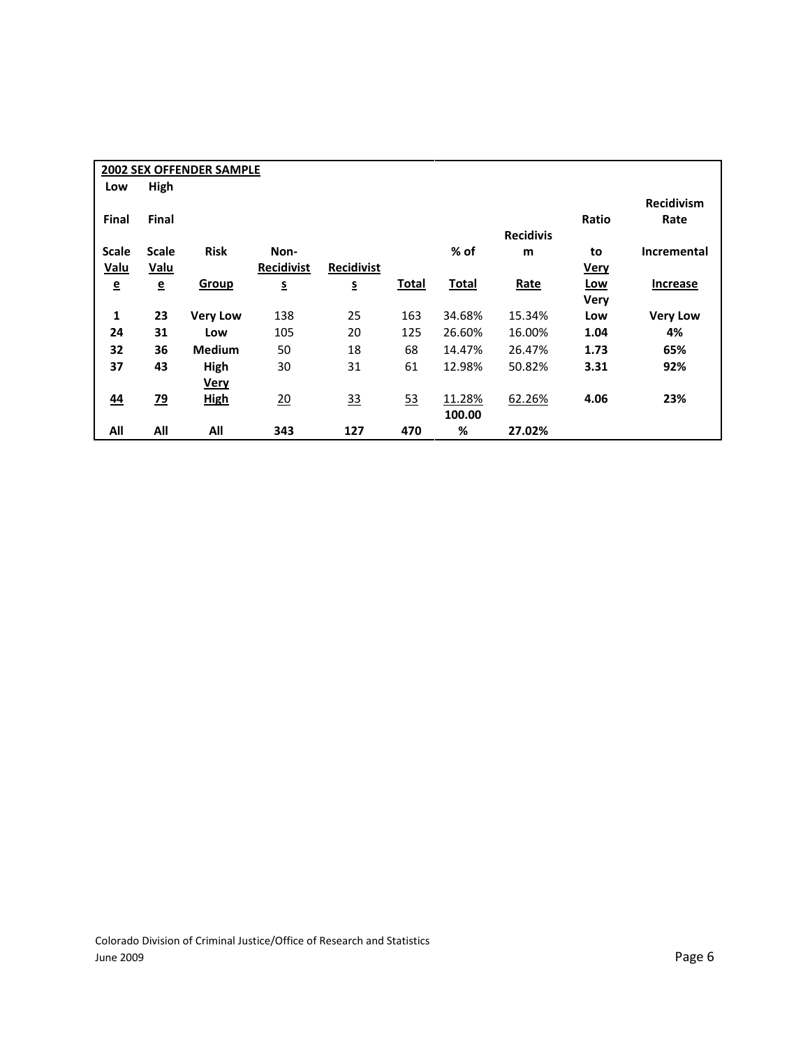**2002 SEX OFFENDER SAMPLE**

| Low Final Scale Value | High Final Scale Value | Risk Group | Non-Recidivists | Recidivists | Total | % of Total | Recidivism Rate | Ratio to Very Low | Recidivism Rate Incremental Increase |
|---|---|---|---|---|---|---|---|---|---|
| **1** | **23** | **Very Low** | 138 | 25 | 163 | 34.68% | 15.34% | **Very Low** | **Very Low** |
| **24** | **31** | **Low** | 105 | 20 | 125 | 26.60% | 16.00% | **1.04** | **4%** |
| **32** | **36** | **Medium** | 50 | 18 | 68 | 14.47% | 26.47% | **1.73** | **65%** |
| **37** | **43** | **High** | 30 | 31 | 61 | 12.98% | 50.82% | **3.31** | **92%** |
| **44** | **79** | **Very High** | 20 | 33 | 53 | 11.28% | 62.26% | **4.06** | **23%** |
| **All** | **All** | **All** | **343** | **127** | **470** | **100.00%** | **27.02%** | | |

Colorado Division of Criminal Justice/Office of Research and Statistics
June 2009